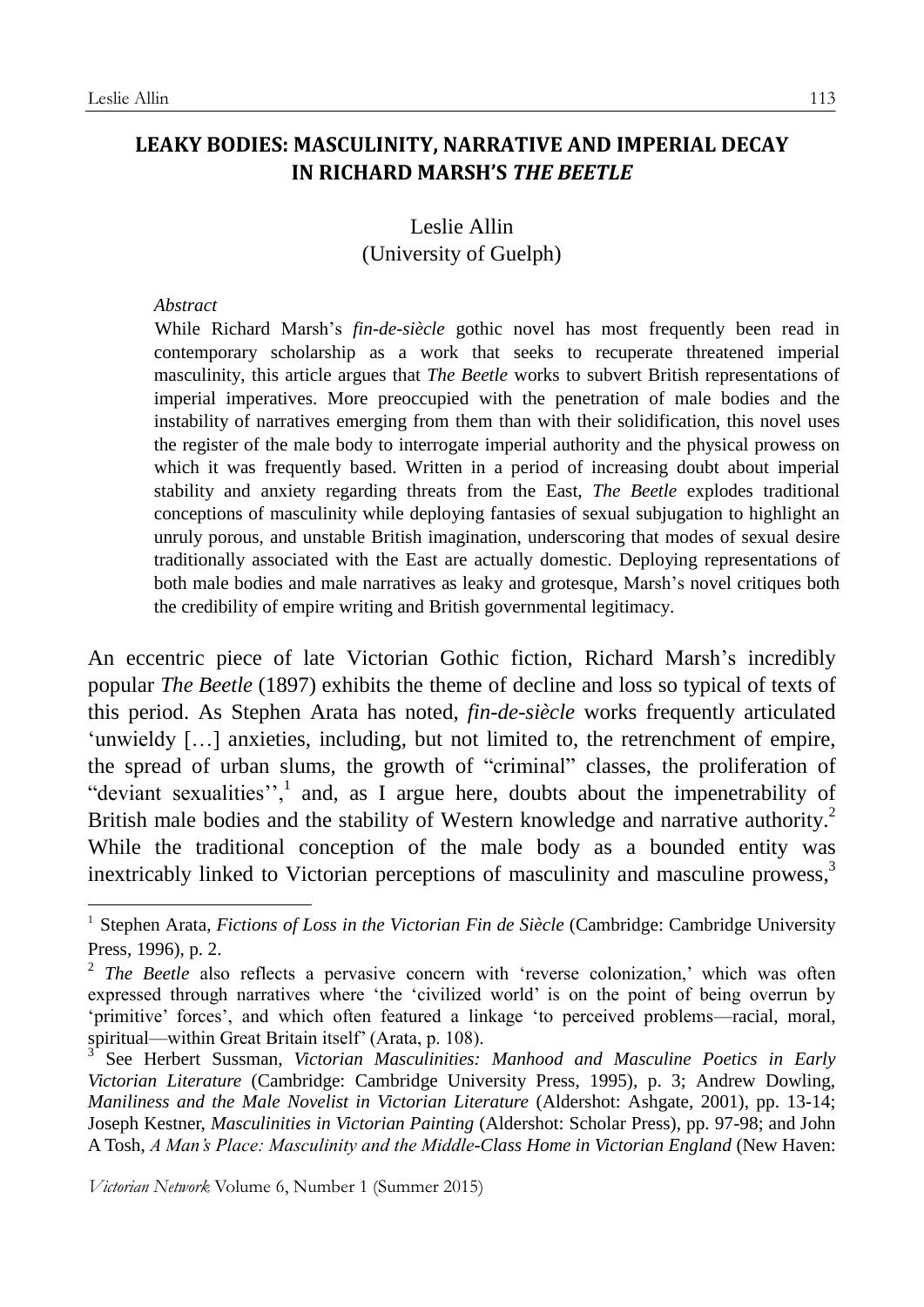# LEAKY BODIES: MASCULINITY, NARRATIVE AND IMPERIAL DECAY IN RICHARD MARSH'S *THE BEETLE*

Leslie Allin
(University of Guelph)

*Abstract*

While Richard Marsh's *fin-de-siècle* gothic novel has most frequently been read in contemporary scholarship as a work that seeks to recuperate threatened imperial masculinity, this article argues that *The Beetle* works to subvert British representations of imperial imperatives. More preoccupied with the penetration of male bodies and the instability of narratives emerging from them than with their solidification, this novel uses the register of the male body to interrogate imperial authority and the physical prowess on which it was frequently based. Written in a period of increasing doubt about imperial stability and anxiety regarding threats from the East, *The Beetle* explodes traditional conceptions of masculinity while deploying fantasies of sexual subjugation to highlight an unruly porous, and unstable British imagination, underscoring that modes of sexual desire traditionally associated with the East are actually domestic. Deploying representations of both male bodies and male narratives as leaky and grotesque, Marsh's novel critiques both the credibility of empire writing and British governmental legitimacy.

An eccentric piece of late Victorian Gothic fiction, Richard Marsh's incredibly popular *The Beetle* (1897) exhibits the theme of decline and loss so typical of texts of this period. As Stephen Arata has noted, *fin-de-siècle* works frequently articulated 'unwieldy […] anxieties, including, but not limited to, the retrenchment of empire, the spread of urban slums, the growth of "criminal" classes, the proliferation of "deviant sexualities'',[1] and, as I argue here, doubts about the impenetrability of British male bodies and the stability of Western knowledge and narrative authority.[2] While the traditional conception of the male body as a bounded entity was inextricably linked to Victorian perceptions of masculinity and masculine prowess,[3]

---

[1] Stephen Arata, *Fictions of Loss in the Victorian Fin de Siècle* (Cambridge: Cambridge University Press, 1996), p. 2.

[2] *The Beetle* also reflects a pervasive concern with 'reverse colonization,' which was often expressed through narratives where 'the 'civilized world' is on the point of being overrun by 'primitive' forces', and which often featured a linkage 'to perceived problems—racial, moral, spiritual—within Great Britain itself' (Arata, p. 108).

[3] See Herbert Sussman, *Victorian Masculinities: Manhood and Masculine Poetics in Early Victorian Literature* (Cambridge: Cambridge University Press, 1995), p. 3; Andrew Dowling, *Maniliness and the Male Novelist in Victorian Literature* (Aldershot: Ashgate, 2001), pp. 13-14; Joseph Kestner, *Masculinities in Victorian Painting* (Aldershot: Scholar Press), pp. 97-98; and John A Tosh, *A Man's Place: Masculinity and the Middle-Class Home in Victorian England* (New Haven: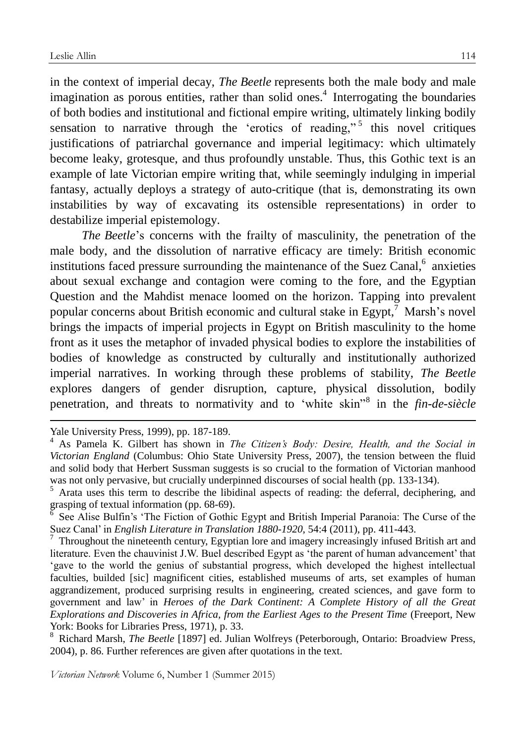in the context of imperial decay, *The Beetle* represents both the male body and male imagination as porous entities, rather than solid ones.[4] Interrogating the boundaries of both bodies and institutional and fictional empire writing, ultimately linking bodily sensation to narrative through the 'erotics of reading,'[5] this novel critiques justifications of patriarchal governance and imperial legitimacy: which ultimately become leaky, grotesque, and thus profoundly unstable. Thus, this Gothic text is an example of late Victorian empire writing that, while seemingly indulging in imperial fantasy, actually deploys a strategy of auto-critique (that is, demonstrating its own instabilities by way of excavating its ostensible representations) in order to destabilize imperial epistemology.

*The Beetle*'s concerns with the frailty of masculinity, the penetration of the male body, and the dissolution of narrative efficacy are timely: British economic institutions faced pressure surrounding the maintenance of the Suez Canal,[6] anxieties about sexual exchange and contagion were coming to the fore, and the Egyptian Question and the Mahdist menace loomed on the horizon. Tapping into prevalent popular concerns about British economic and cultural stake in Egypt,[7] Marsh's novel brings the impacts of imperial projects in Egypt on British masculinity to the home front as it uses the metaphor of invaded physical bodies to explore the instabilities of bodies of knowledge as constructed by culturally and institutionally authorized imperial narratives. In working through these problems of stability, *The Beetle* explores dangers of gender disruption, capture, physical dissolution, bodily penetration, and threats to normativity and to 'white skin'[8] in the *fin-de-siècle*

---

Yale University Press, 1999), pp. 187-189.

[4] As Pamela K. Gilbert has shown in *The Citizen's Body: Desire, Health, and the Social in Victorian England* (Columbus: Ohio State University Press, 2007), the tension between the fluid and solid body that Herbert Sussman suggests is so crucial to the formation of Victorian manhood was not only pervasive, but crucially underpinned discourses of social health (pp. 133-134).

[5] Arata uses this term to describe the libidinal aspects of reading: the deferral, deciphering, and grasping of textual information (pp. 68-69).

[6] See Alise Bulfin's 'The Fiction of Gothic Egypt and British Imperial Paranoia: The Curse of the Suez Canal' in *English Literature in Translation 1880-1920*, 54:4 (2011), pp. 411-443.

[7] Throughout the nineteenth century, Egyptian lore and imagery increasingly infused British art and literature. Even the chauvinist J.W. Buel described Egypt as 'the parent of human advancement' that 'gave to the world the genius of substantial progress, which developed the highest intellectual faculties, builded [sic] magnificent cities, established museums of arts, set examples of human aggrandizement, produced surprising results in engineering, created sciences, and gave form to government and law' in *Heroes of the Dark Continent: A Complete History of all the Great Explorations and Discoveries in Africa, from the Earliest Ages to the Present Time* (Freeport, New York: Books for Libraries Press, 1971), p. 33.

[8] Richard Marsh, *The Beetle* [1897] ed. Julian Wolfreys (Peterborough, Ontario: Broadview Press, 2004), p. 86. Further references are given after quotations in the text.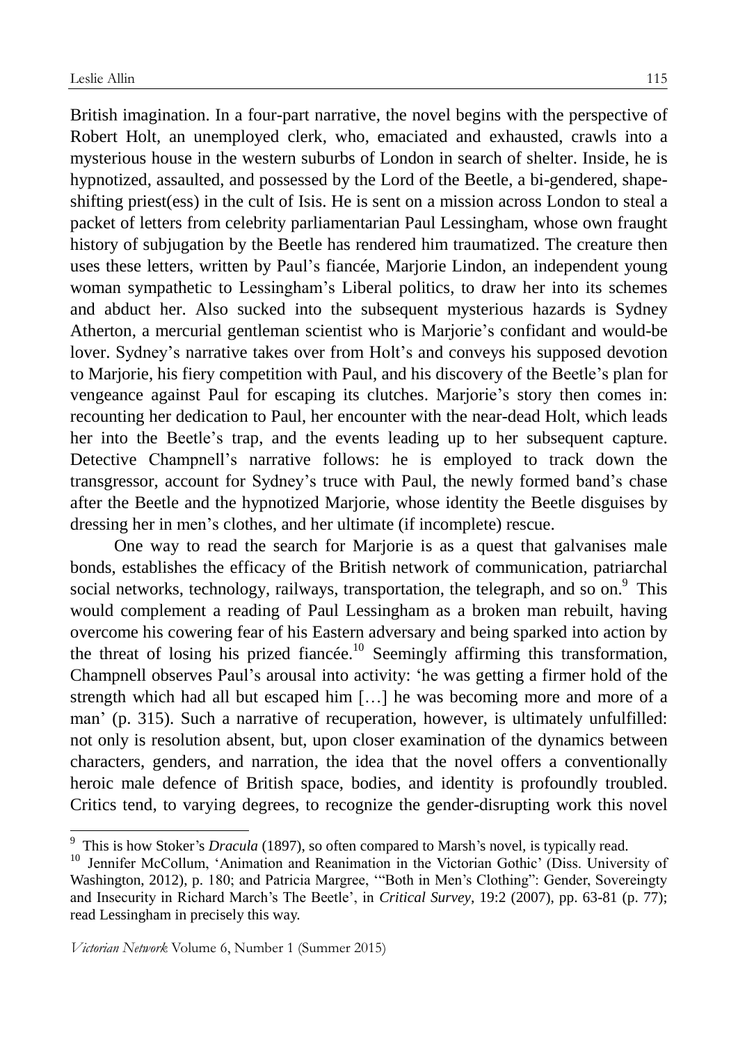British imagination. In a four-part narrative, the novel begins with the perspective of Robert Holt, an unemployed clerk, who, emaciated and exhausted, crawls into a mysterious house in the western suburbs of London in search of shelter. Inside, he is hypnotized, assaulted, and possessed by the Lord of the Beetle, a bi-gendered, shape-shifting priest(ess) in the cult of Isis. He is sent on a mission across London to steal a packet of letters from celebrity parliamentarian Paul Lessingham, whose own fraught history of subjugation by the Beetle has rendered him traumatized. The creature then uses these letters, written by Paul's fiancée, Marjorie Lindon, an independent young woman sympathetic to Lessingham's Liberal politics, to draw her into its schemes and abduct her. Also sucked into the subsequent mysterious hazards is Sydney Atherton, a mercurial gentleman scientist who is Marjorie's confidant and would-be lover. Sydney's narrative takes over from Holt's and conveys his supposed devotion to Marjorie, his fiery competition with Paul, and his discovery of the Beetle's plan for vengeance against Paul for escaping its clutches. Marjorie's story then comes in: recounting her dedication to Paul, her encounter with the near-dead Holt, which leads her into the Beetle's trap, and the events leading up to her subsequent capture. Detective Champnell's narrative follows: he is employed to track down the transgressor, account for Sydney's truce with Paul, the newly formed band's chase after the Beetle and the hypnotized Marjorie, whose identity the Beetle disguises by dressing her in men's clothes, and her ultimate (if incomplete) rescue.

One way to read the search for Marjorie is as a quest that galvanises male bonds, establishes the efficacy of the British network of communication, patriarchal social networks, technology, railways, transportation, the telegraph, and so on.[9] This would complement a reading of Paul Lessingham as a broken man rebuilt, having overcome his cowering fear of his Eastern adversary and being sparked into action by the threat of losing his prized fiancée.[10] Seemingly affirming this transformation, Champnell observes Paul's arousal into activity: 'he was getting a firmer hold of the strength which had all but escaped him […] he was becoming more and more of a man' (p. 315). Such a narrative of recuperation, however, is ultimately unfulfilled: not only is resolution absent, but, upon closer examination of the dynamics between characters, genders, and narration, the idea that the novel offers a conventionally heroic male defence of British space, bodies, and identity is profoundly troubled. Critics tend, to varying degrees, to recognize the gender-disrupting work this novel

---

[9] This is how Stoker's *Dracula* (1897), so often compared to Marsh's novel, is typically read.

[10] Jennifer McCollum, 'Animation and Reanimation in the Victorian Gothic' (Diss. University of Washington, 2012), p. 180; and Patricia Margree, '"Both in Men's Clothing": Gender, Sovereingty and Insecurity in Richard March's The Beetle', in *Critical Survey*, 19:2 (2007), pp. 63-81 (p. 77); read Lessingham in precisely this way.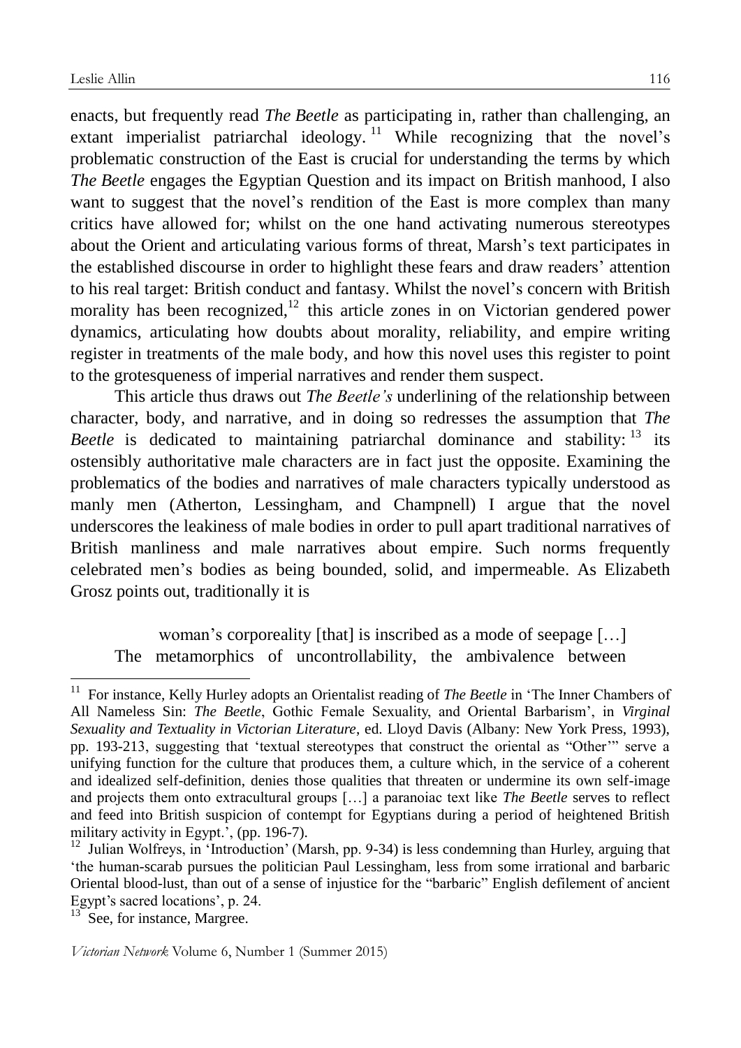enacts, but frequently read *The Beetle* as participating in, rather than challenging, an extant imperialist patriarchal ideology.[11] While recognizing that the novel's problematic construction of the East is crucial for understanding the terms by which *The Beetle* engages the Egyptian Question and its impact on British manhood, I also want to suggest that the novel's rendition of the East is more complex than many critics have allowed for; whilst on the one hand activating numerous stereotypes about the Orient and articulating various forms of threat, Marsh's text participates in the established discourse in order to highlight these fears and draw readers' attention to his real target: British conduct and fantasy. Whilst the novel's concern with British morality has been recognized,[12] this article zones in on Victorian gendered power dynamics, articulating how doubts about morality, reliability, and empire writing register in treatments of the male body, and how this novel uses this register to point to the grotesqueness of imperial narratives and render them suspect.

This article thus draws out *The Beetle's* underlining of the relationship between character, body, and narrative, and in doing so redresses the assumption that *The Beetle* is dedicated to maintaining patriarchal dominance and stability:[13] its ostensibly authoritative male characters are in fact just the opposite. Examining the problematics of the bodies and narratives of male characters typically understood as manly men (Atherton, Lessingham, and Champnell) I argue that the novel underscores the leakiness of male bodies in order to pull apart traditional narratives of British manliness and male narratives about empire. Such norms frequently celebrated men's bodies as being bounded, solid, and impermeable. As Elizabeth Grosz points out, traditionally it is

> woman's corporeality [that] is inscribed as a mode of seepage […] The metamorphics of uncontrollability, the ambivalence between

---

[11] For instance, Kelly Hurley adopts an Orientalist reading of *The Beetle* in 'The Inner Chambers of All Nameless Sin: *The Beetle*, Gothic Female Sexuality, and Oriental Barbarism', in *Virginal Sexuality and Textuality in Victorian Literature*, ed. Lloyd Davis (Albany: New York Press, 1993), pp. 193-213, suggesting that 'textual stereotypes that construct the oriental as "Other"' serve a unifying function for the culture that produces them, a culture which, in the service of a coherent and idealized self-definition, denies those qualities that threaten or undermine its own self-image and projects them onto extracultural groups […] a paranoiac text like *The Beetle* serves to reflect and feed into British suspicion of contempt for Egyptians during a period of heightened British military activity in Egypt.', (pp. 196-7).

[12] Julian Wolfreys, in 'Introduction' (Marsh, pp. 9-34) is less condemning than Hurley, arguing that 'the human-scarab pursues the politician Paul Lessingham, less from some irrational and barbaric Oriental blood-lust, than out of a sense of injustice for the "barbaric" English defilement of ancient Egypt's sacred locations', p. 24.

[13] See, for instance, Margree.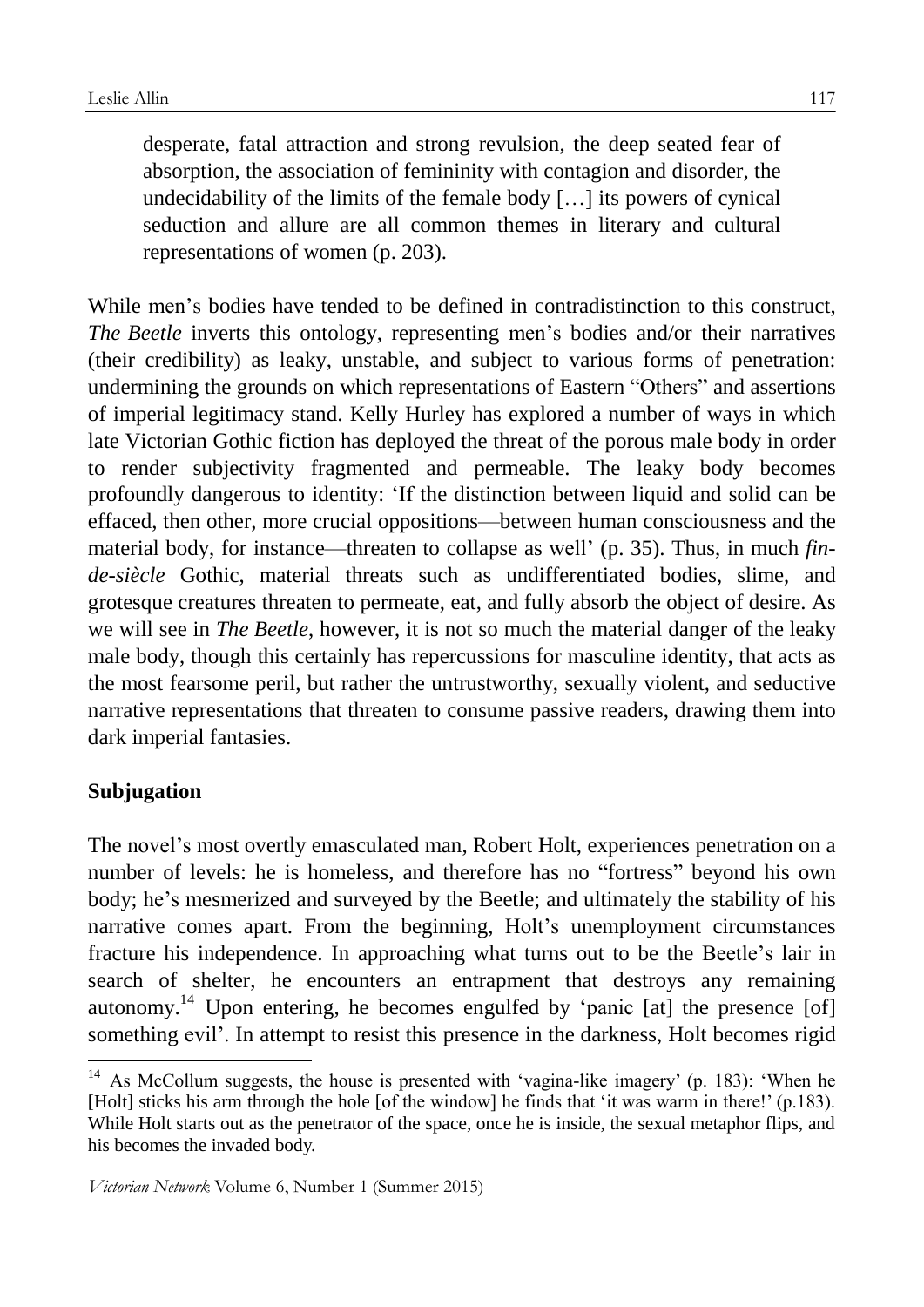> desperate, fatal attraction and strong revulsion, the deep seated fear of absorption, the association of femininity with contagion and disorder, the undecidability of the limits of the female body […] its powers of cynical seduction and allure are all common themes in literary and cultural representations of women (p. 203).

While men's bodies have tended to be defined in contradistinction to this construct, *The Beetle* inverts this ontology, representing men's bodies and/or their narratives (their credibility) as leaky, unstable, and subject to various forms of penetration: undermining the grounds on which representations of Eastern "Others" and assertions of imperial legitimacy stand. Kelly Hurley has explored a number of ways in which late Victorian Gothic fiction has deployed the threat of the porous male body in order to render subjectivity fragmented and permeable. The leaky body becomes profoundly dangerous to identity: 'If the distinction between liquid and solid can be effaced, then other, more crucial oppositions—between human consciousness and the material body, for instance—threaten to collapse as well' (p. 35). Thus, in much *fin-de-siècle* Gothic, material threats such as undifferentiated bodies, slime, and grotesque creatures threaten to permeate, eat, and fully absorb the object of desire. As we will see in *The Beetle*, however, it is not so much the material danger of the leaky male body, though this certainly has repercussions for masculine identity, that acts as the most fearsome peril, but rather the untrustworthy, sexually violent, and seductive narrative representations that threaten to consume passive readers, drawing them into dark imperial fantasies.

## Subjugation

The novel's most overtly emasculated man, Robert Holt, experiences penetration on a number of levels: he is homeless, and therefore has no "fortress" beyond his own body; he's mesmerized and surveyed by the Beetle; and ultimately the stability of his narrative comes apart. From the beginning, Holt's unemployment circumstances fracture his independence. In approaching what turns out to be the Beetle's lair in search of shelter, he encounters an entrapment that destroys any remaining autonomy.[14] Upon entering, he becomes engulfed by 'panic [at] the presence [of] something evil'. In attempt to resist this presence in the darkness, Holt becomes rigid

[14] As McCollum suggests, the house is presented with 'vagina-like imagery' (p. 183): 'When he [Holt] sticks his arm through the hole [of the window] he finds that 'it was warm in there!' (p.183). While Holt starts out as the penetrator of the space, once he is inside, the sexual metaphor flips, and his becomes the invaded body.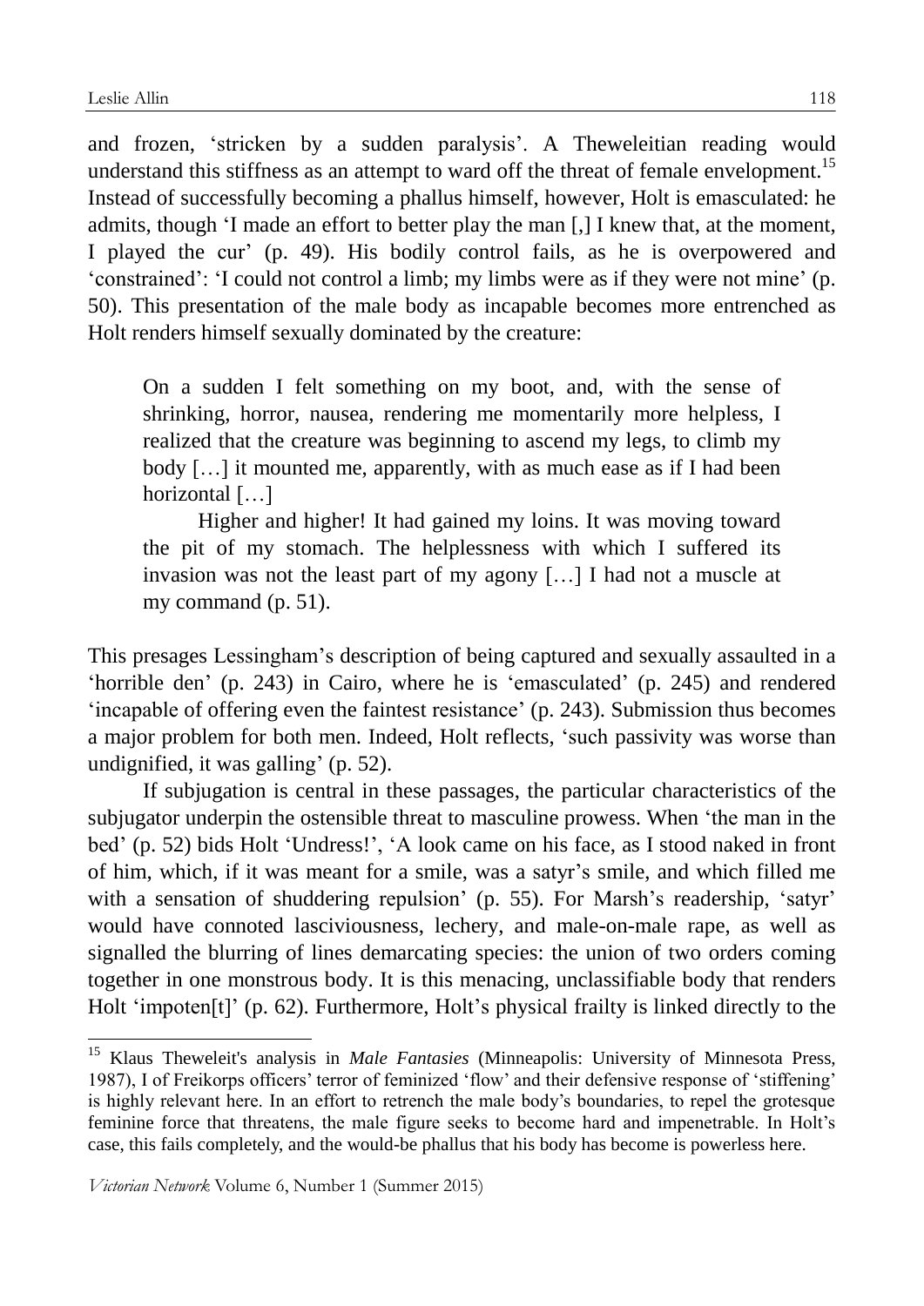and frozen, 'stricken by a sudden paralysis'. A Theweleitian reading would understand this stiffness as an attempt to ward off the threat of female envelopment.[15] Instead of successfully becoming a phallus himself, however, Holt is emasculated: he admits, though 'I made an effort to better play the man [,] I knew that, at the moment, I played the cur' (p. 49). His bodily control fails, as he is overpowered and 'constrained': 'I could not control a limb; my limbs were as if they were not mine' (p. 50). This presentation of the male body as incapable becomes more entrenched as Holt renders himself sexually dominated by the creature:

> On a sudden I felt something on my boot, and, with the sense of shrinking, horror, nausea, rendering me momentarily more helpless, I realized that the creature was beginning to ascend my legs, to climb my body […] it mounted me, apparently, with as much ease as if I had been horizontal […]
>
> Higher and higher! It had gained my loins. It was moving toward the pit of my stomach. The helplessness with which I suffered its invasion was not the least part of my agony […] I had not a muscle at my command (p. 51).

This presages Lessingham's description of being captured and sexually assaulted in a 'horrible den' (p. 243) in Cairo, where he is 'emasculated' (p. 245) and rendered 'incapable of offering even the faintest resistance' (p. 243). Submission thus becomes a major problem for both men. Indeed, Holt reflects, 'such passivity was worse than undignified, it was galling' (p. 52).

If subjugation is central in these passages, the particular characteristics of the subjugator underpin the ostensible threat to masculine prowess. When 'the man in the bed' (p. 52) bids Holt 'Undress!', 'A look came on his face, as I stood naked in front of him, which, if it was meant for a smile, was a satyr's smile, and which filled me with a sensation of shuddering repulsion' (p. 55). For Marsh's readership, 'satyr' would have connoted lasciviousness, lechery, and male-on-male rape, as well as signalled the blurring of lines demarcating species: the union of two orders coming together in one monstrous body. It is this menacing, unclassifiable body that renders Holt 'impoten[t]' (p. 62). Furthermore, Holt's physical frailty is linked directly to the

---

[15] Klaus Theweleit's analysis in *Male Fantasies* (Minneapolis: University of Minnesota Press, 1987), I of Freikorps officers' terror of feminized 'flow' and their defensive response of 'stiffening' is highly relevant here. In an effort to retrench the male body's boundaries, to repel the grotesque feminine force that threatens, the male figure seeks to become hard and impenetrable. In Holt's case, this fails completely, and the would-be phallus that his body has become is powerless here.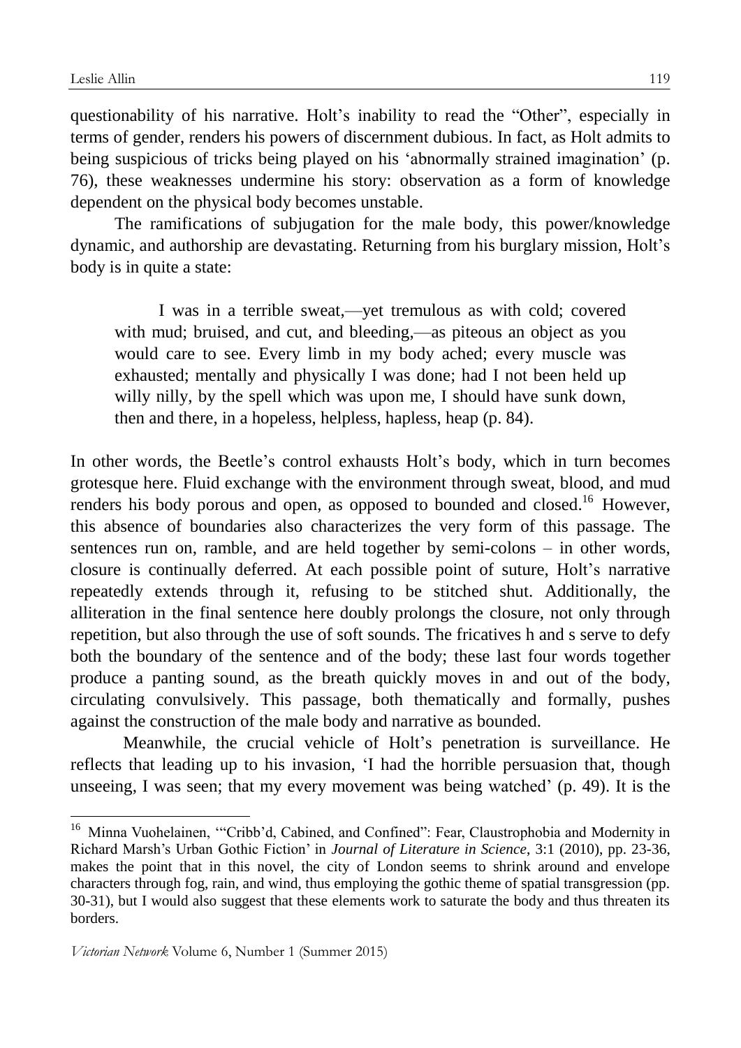questionability of his narrative. Holt's inability to read the "Other", especially in terms of gender, renders his powers of discernment dubious. In fact, as Holt admits to being suspicious of tricks being played on his 'abnormally strained imagination' (p. 76), these weaknesses undermine his story: observation as a form of knowledge dependent on the physical body becomes unstable.

The ramifications of subjugation for the male body, this power/knowledge dynamic, and authorship are devastating. Returning from his burglary mission, Holt's body is in quite a state:

> I was in a terrible sweat,—yet tremulous as with cold; covered with mud; bruised, and cut, and bleeding,—as piteous an object as you would care to see. Every limb in my body ached; every muscle was exhausted; mentally and physically I was done; had I not been held up willy nilly, by the spell which was upon me, I should have sunk down, then and there, in a hopeless, helpless, hapless, heap (p. 84).

In other words, the Beetle's control exhausts Holt's body, which in turn becomes grotesque here. Fluid exchange with the environment through sweat, blood, and mud renders his body porous and open, as opposed to bounded and closed.[16] However, this absence of boundaries also characterizes the very form of this passage. The sentences run on, ramble, and are held together by semi-colons – in other words, closure is continually deferred. At each possible point of suture, Holt's narrative repeatedly extends through it, refusing to be stitched shut. Additionally, the alliteration in the final sentence here doubly prolongs the closure, not only through repetition, but also through the use of soft sounds. The fricatives h and s serve to defy both the boundary of the sentence and of the body; these last four words together produce a panting sound, as the breath quickly moves in and out of the body, circulating convulsively. This passage, both thematically and formally, pushes against the construction of the male body and narrative as bounded.

Meanwhile, the crucial vehicle of Holt's penetration is surveillance. He reflects that leading up to his invasion, 'I had the horrible persuasion that, though unseeing, I was seen; that my every movement was being watched' (p. 49). It is the

---

[16] Minna Vuohelainen, '"Cribb'd, Cabined, and Confined": Fear, Claustrophobia and Modernity in Richard Marsh's Urban Gothic Fiction' in *Journal of Literature in Science*, 3:1 (2010), pp. 23-36, makes the point that in this novel, the city of London seems to shrink around and envelope characters through fog, rain, and wind, thus employing the gothic theme of spatial transgression (pp. 30-31), but I would also suggest that these elements work to saturate the body and thus threaten its borders.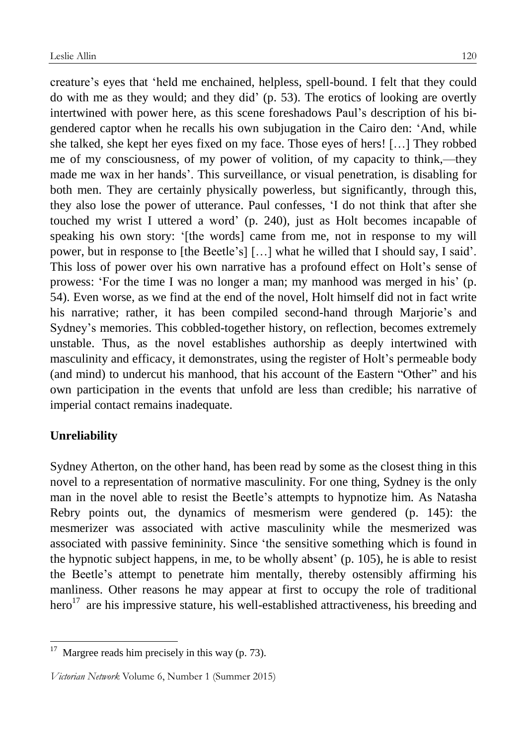creature's eyes that 'held me enchained, helpless, spell-bound. I felt that they could do with me as they would; and they did' (p. 53). The erotics of looking are overtly intertwined with power here, as this scene foreshadows Paul's description of his bi-gendered captor when he recalls his own subjugation in the Cairo den: 'And, while she talked, she kept her eyes fixed on my face. Those eyes of hers! […] They robbed me of my consciousness, of my power of volition, of my capacity to think,—they made me wax in her hands'. This surveillance, or visual penetration, is disabling for both men. They are certainly physically powerless, but significantly, through this, they also lose the power of utterance. Paul confesses, 'I do not think that after she touched my wrist I uttered a word' (p. 240), just as Holt becomes incapable of speaking his own story: '[the words] came from me, not in response to my will power, but in response to [the Beetle's] […] what he willed that I should say, I said'. This loss of power over his own narrative has a profound effect on Holt's sense of prowess: 'For the time I was no longer a man; my manhood was merged in his' (p. 54). Even worse, as we find at the end of the novel, Holt himself did not in fact write his narrative; rather, it has been compiled second-hand through Marjorie's and Sydney's memories. This cobbled-together history, on reflection, becomes extremely unstable. Thus, as the novel establishes authorship as deeply intertwined with masculinity and efficacy, it demonstrates, using the register of Holt's permeable body (and mind) to undercut his manhood, that his account of the Eastern "Other" and his own participation in the events that unfold are less than credible; his narrative of imperial contact remains inadequate.

**Unreliability**

Sydney Atherton, on the other hand, has been read by some as the closest thing in this novel to a representation of normative masculinity. For one thing, Sydney is the only man in the novel able to resist the Beetle's attempts to hypnotize him. As Natasha Rebry points out, the dynamics of mesmerism were gendered (p. 145): the mesmerizer was associated with active masculinity while the mesmerized was associated with passive femininity. Since 'the sensitive something which is found in the hypnotic subject happens, in me, to be wholly absent' (p. 105), he is able to resist the Beetle's attempt to penetrate him mentally, thereby ostensibly affirming his manliness. Other reasons he may appear at first to occupy the role of traditional hero[17] are his impressive stature, his well-established attractiveness, his breeding and

[17] Margree reads him precisely in this way (p. 73).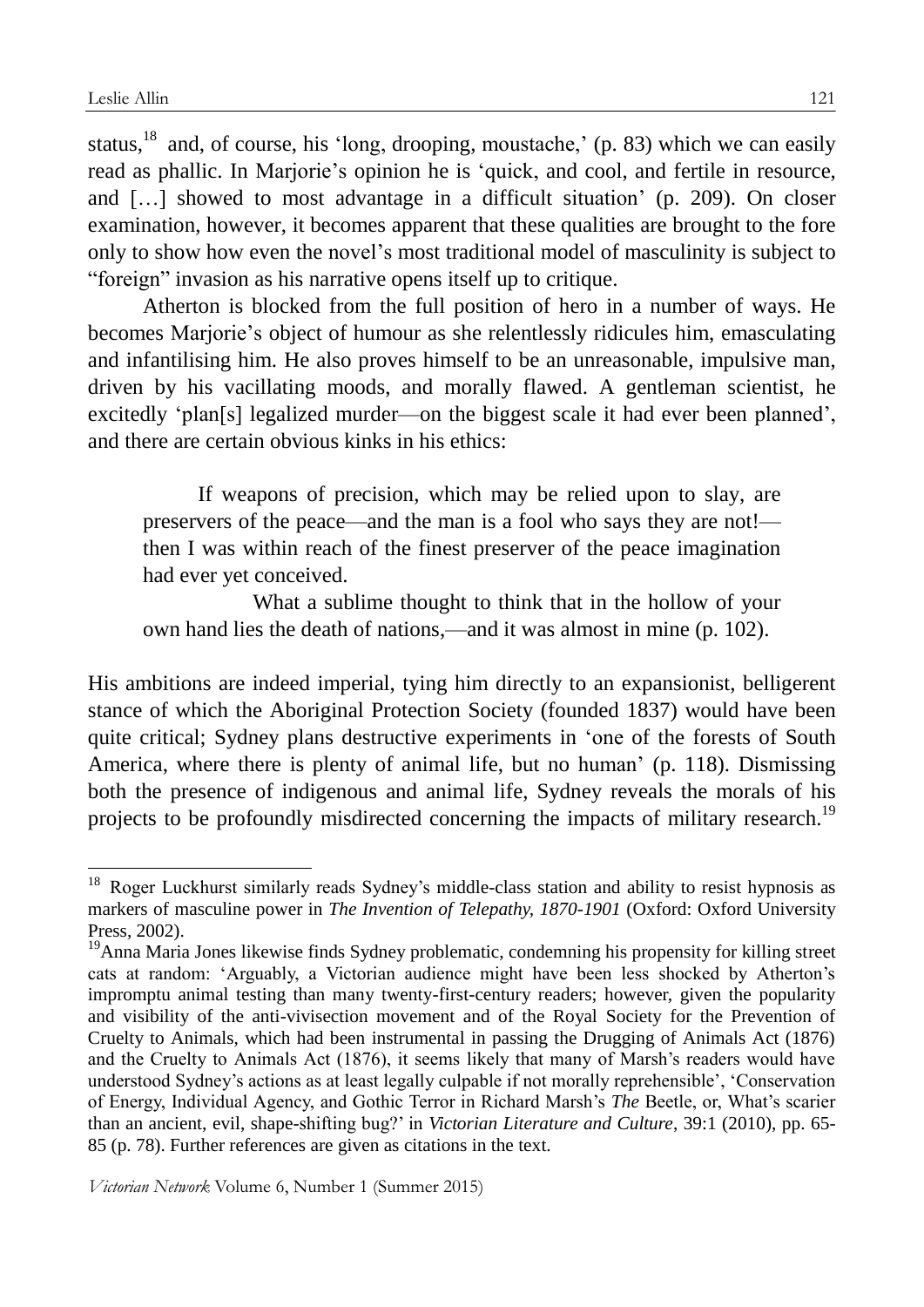status,[18] and, of course, his 'long, drooping, moustache,' (p. 83) which we can easily read as phallic. In Marjorie's opinion he is 'quick, and cool, and fertile in resource, and […] showed to most advantage in a difficult situation' (p. 209). On closer examination, however, it becomes apparent that these qualities are brought to the fore only to show how even the novel's most traditional model of masculinity is subject to "foreign" invasion as his narrative opens itself up to critique.

Atherton is blocked from the full position of hero in a number of ways. He becomes Marjorie's object of humour as she relentlessly ridicules him, emasculating and infantilising him. He also proves himself to be an unreasonable, impulsive man, driven by his vacillating moods, and morally flawed. A gentleman scientist, he excitedly 'plan[s] legalized murder—on the biggest scale it had ever been planned', and there are certain obvious kinks in his ethics:

> If weapons of precision, which may be relied upon to slay, are preservers of the peace—and the man is a fool who says they are not!—then I was within reach of the finest preserver of the peace imagination had ever yet conceived.
>
> What a sublime thought to think that in the hollow of your own hand lies the death of nations,—and it was almost in mine (p. 102).

His ambitions are indeed imperial, tying him directly to an expansionist, belligerent stance of which the Aboriginal Protection Society (founded 1837) would have been quite critical; Sydney plans destructive experiments in 'one of the forests of South America, where there is plenty of animal life, but no human' (p. 118). Dismissing both the presence of indigenous and animal life, Sydney reveals the morals of his projects to be profoundly misdirected concerning the impacts of military research.[19]

---

[18] Roger Luckhurst similarly reads Sydney's middle-class station and ability to resist hypnosis as markers of masculine power in *The Invention of Telepathy, 1870-1901* (Oxford: Oxford University Press, 2002).

[19] Anna Maria Jones likewise finds Sydney problematic, condemning his propensity for killing street cats at random: 'Arguably, a Victorian audience might have been less shocked by Atherton's impromptu animal testing than many twenty-first-century readers; however, given the popularity and visibility of the anti-vivisection movement and of the Royal Society for the Prevention of Cruelty to Animals, which had been instrumental in passing the Drugging of Animals Act (1876) and the Cruelty to Animals Act (1876), it seems likely that many of Marsh's readers would have understood Sydney's actions as at least legally culpable if not morally reprehensible', 'Conservation of Energy, Individual Agency, and Gothic Terror in Richard Marsh's *The* Beetle, or, What's scarier than an ancient, evil, shape-shifting bug?' in *Victorian Literature and Culture*, 39:1 (2010), pp. 65-85 (p. 78). Further references are given as citations in the text.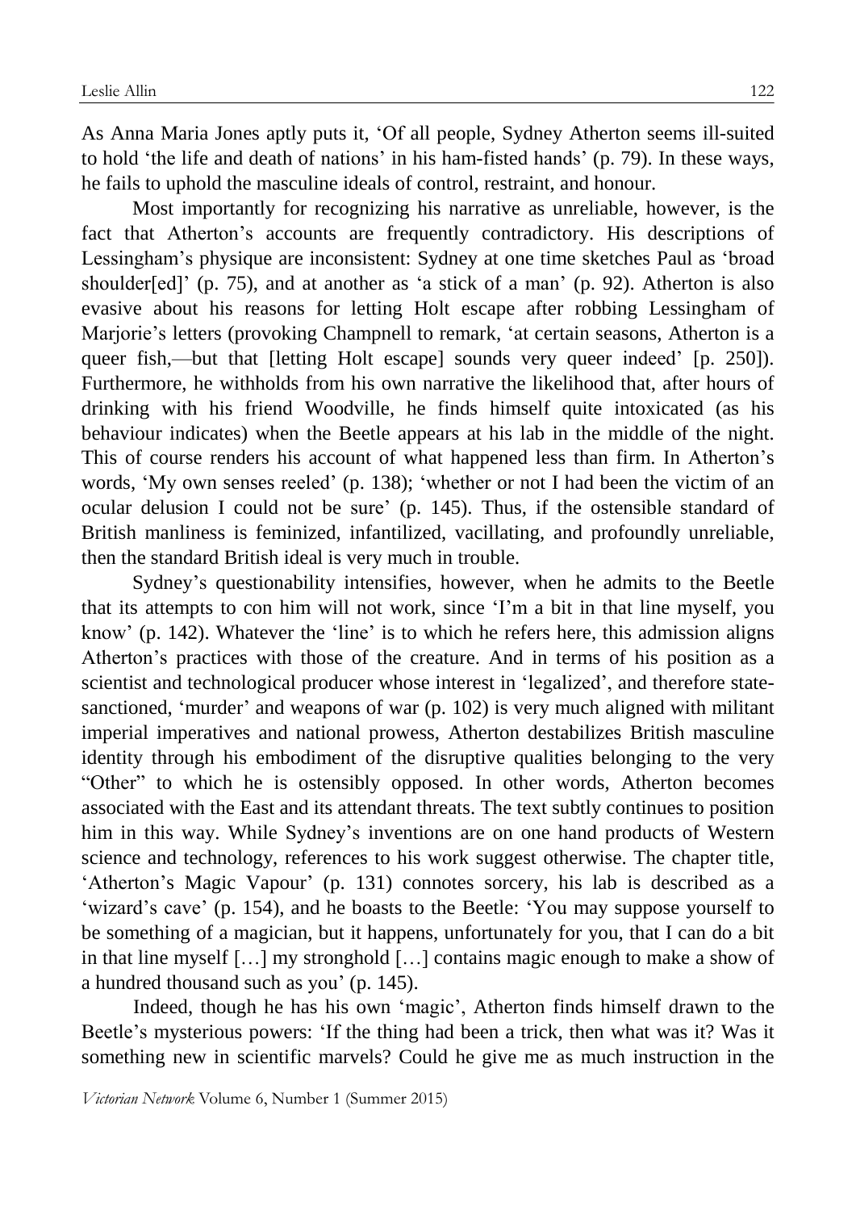As Anna Maria Jones aptly puts it, 'Of all people, Sydney Atherton seems ill-suited to hold 'the life and death of nations' in his ham-fisted hands' (p. 79). In these ways, he fails to uphold the masculine ideals of control, restraint, and honour.

Most importantly for recognizing his narrative as unreliable, however, is the fact that Atherton's accounts are frequently contradictory. His descriptions of Lessingham's physique are inconsistent: Sydney at one time sketches Paul as 'broad shoulder[ed]' (p. 75), and at another as 'a stick of a man' (p. 92). Atherton is also evasive about his reasons for letting Holt escape after robbing Lessingham of Marjorie's letters (provoking Champnell to remark, 'at certain seasons, Atherton is a queer fish,—but that [letting Holt escape] sounds very queer indeed' [p. 250]). Furthermore, he withholds from his own narrative the likelihood that, after hours of drinking with his friend Woodville, he finds himself quite intoxicated (as his behaviour indicates) when the Beetle appears at his lab in the middle of the night. This of course renders his account of what happened less than firm. In Atherton's words, 'My own senses reeled' (p. 138); 'whether or not I had been the victim of an ocular delusion I could not be sure' (p. 145). Thus, if the ostensible standard of British manliness is feminized, infantilized, vacillating, and profoundly unreliable, then the standard British ideal is very much in trouble.

Sydney's questionability intensifies, however, when he admits to the Beetle that its attempts to con him will not work, since 'I'm a bit in that line myself, you know' (p. 142). Whatever the 'line' is to which he refers here, this admission aligns Atherton's practices with those of the creature. And in terms of his position as a scientist and technological producer whose interest in 'legalized', and therefore state-sanctioned, 'murder' and weapons of war (p. 102) is very much aligned with militant imperial imperatives and national prowess, Atherton destabilizes British masculine identity through his embodiment of the disruptive qualities belonging to the very "Other" to which he is ostensibly opposed. In other words, Atherton becomes associated with the East and its attendant threats. The text subtly continues to position him in this way. While Sydney's inventions are on one hand products of Western science and technology, references to his work suggest otherwise. The chapter title, 'Atherton's Magic Vapour' (p. 131) connotes sorcery, his lab is described as a 'wizard's cave' (p. 154), and he boasts to the Beetle: 'You may suppose yourself to be something of a magician, but it happens, unfortunately for you, that I can do a bit in that line myself […] my stronghold […] contains magic enough to make a show of a hundred thousand such as you' (p. 145).

Indeed, though he has his own 'magic', Atherton finds himself drawn to the Beetle's mysterious powers: 'If the thing had been a trick, then what was it? Was it something new in scientific marvels? Could he give me as much instruction in the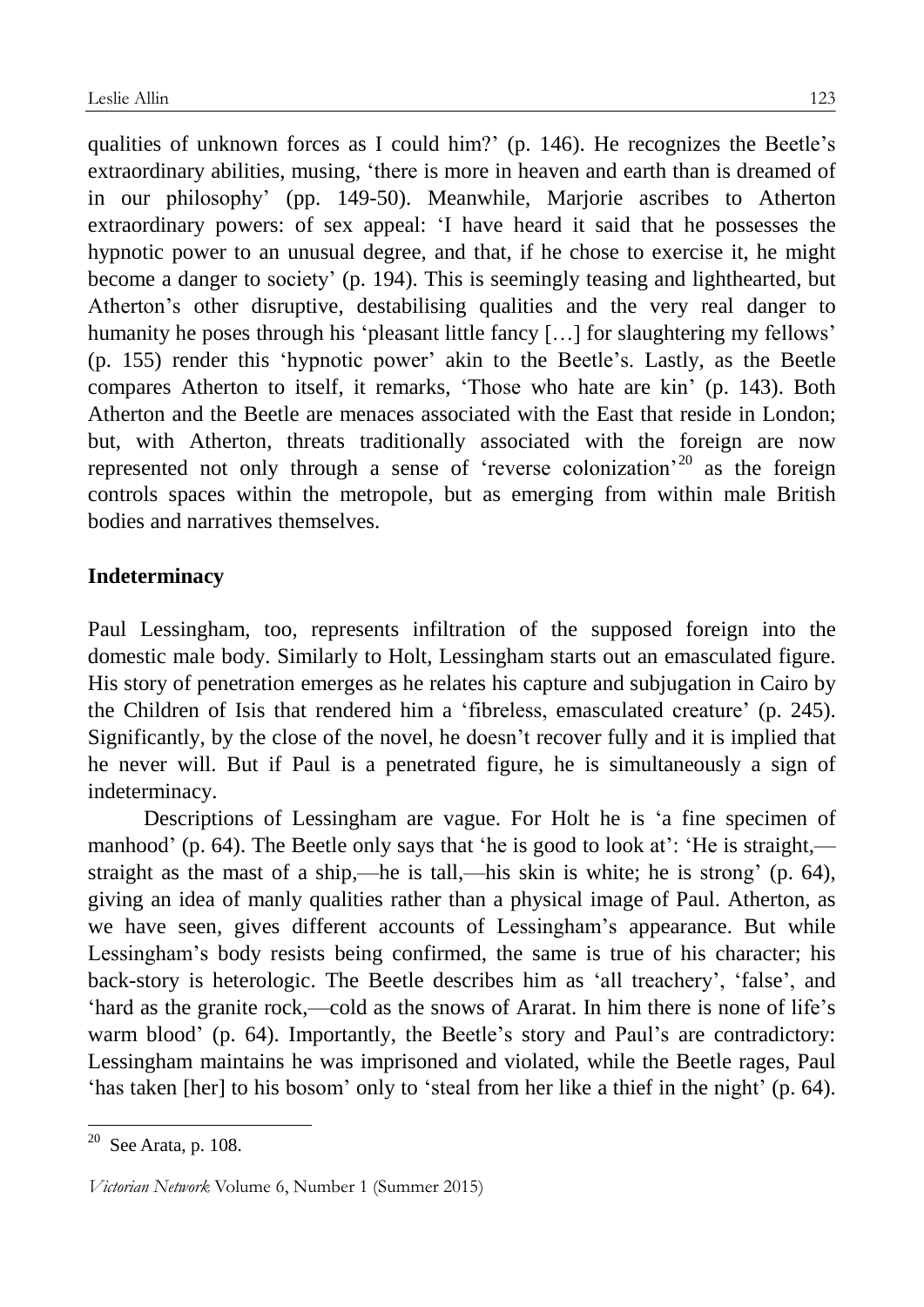qualities of unknown forces as I could him?' (p. 146). He recognizes the Beetle's extraordinary abilities, musing, 'there is more in heaven and earth than is dreamed of in our philosophy' (pp. 149-50). Meanwhile, Marjorie ascribes to Atherton extraordinary powers: of sex appeal: 'I have heard it said that he possesses the hypnotic power to an unusual degree, and that, if he chose to exercise it, he might become a danger to society' (p. 194). This is seemingly teasing and lighthearted, but Atherton's other disruptive, destabilising qualities and the very real danger to humanity he poses through his 'pleasant little fancy […] for slaughtering my fellows' (p. 155) render this 'hypnotic power' akin to the Beetle's. Lastly, as the Beetle compares Atherton to itself, it remarks, 'Those who hate are kin' (p. 143). Both Atherton and the Beetle are menaces associated with the East that reside in London; but, with Atherton, threats traditionally associated with the foreign are now represented not only through a sense of 'reverse colonization'[20] as the foreign controls spaces within the metropole, but as emerging from within male British bodies and narratives themselves.

**Indeterminacy**

Paul Lessingham, too, represents infiltration of the supposed foreign into the domestic male body. Similarly to Holt, Lessingham starts out an emasculated figure. His story of penetration emerges as he relates his capture and subjugation in Cairo by the Children of Isis that rendered him a 'fibreless, emasculated creature' (p. 245). Significantly, by the close of the novel, he doesn't recover fully and it is implied that he never will. But if Paul is a penetrated figure, he is simultaneously a sign of indeterminacy.

Descriptions of Lessingham are vague. For Holt he is 'a fine specimen of manhood' (p. 64). The Beetle only says that 'he is good to look at': 'He is straight,—straight as the mast of a ship,—he is tall,—his skin is white; he is strong' (p. 64), giving an idea of manly qualities rather than a physical image of Paul. Atherton, as we have seen, gives different accounts of Lessingham's appearance. But while Lessingham's body resists being confirmed, the same is true of his character; his back-story is heterologic. The Beetle describes him as 'all treachery', 'false', and 'hard as the granite rock,—cold as the snows of Ararat. In him there is none of life's warm blood' (p. 64). Importantly, the Beetle's story and Paul's are contradictory: Lessingham maintains he was imprisoned and violated, while the Beetle rages, Paul 'has taken [her] to his bosom' only to 'steal from her like a thief in the night' (p. 64).

[20] See Arata, p. 108.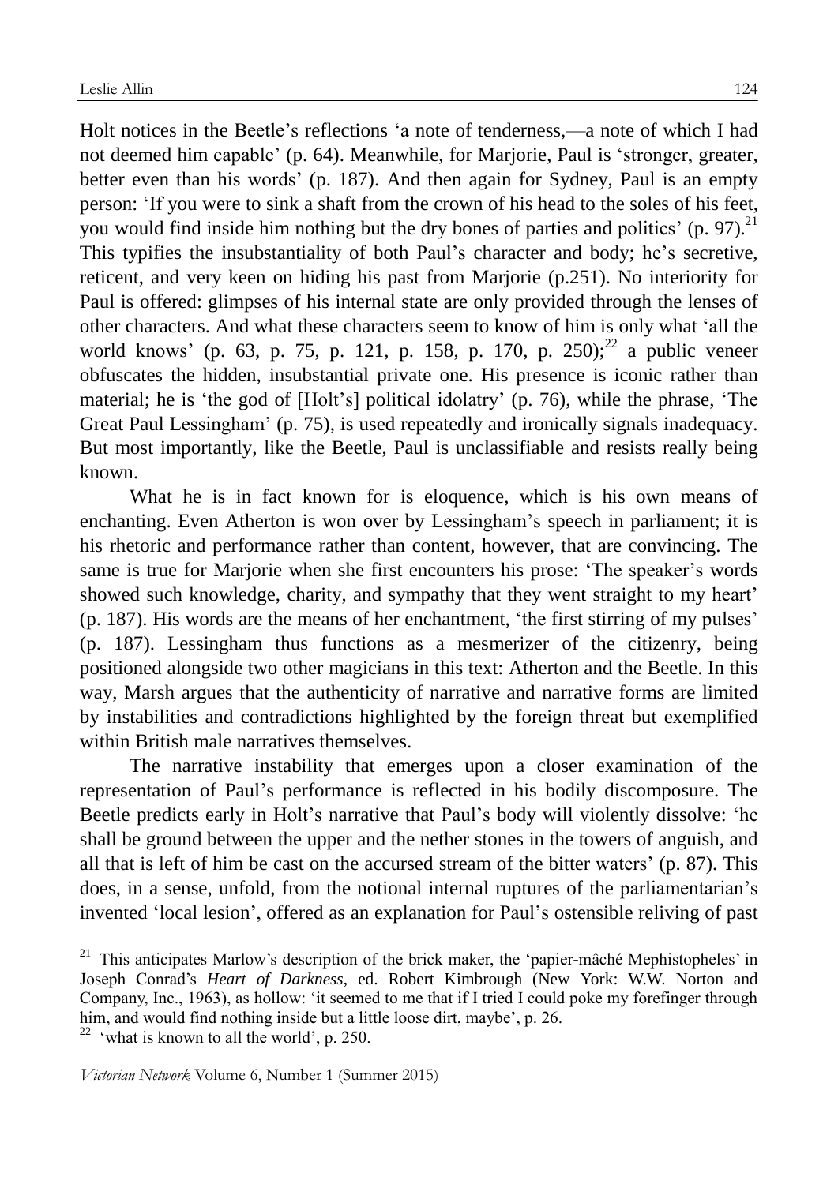Holt notices in the Beetle's reflections 'a note of tenderness,—a note of which I had not deemed him capable' (p. 64). Meanwhile, for Marjorie, Paul is 'stronger, greater, better even than his words' (p. 187). And then again for Sydney, Paul is an empty person: 'If you were to sink a shaft from the crown of his head to the soles of his feet, you would find inside him nothing but the dry bones of parties and politics' (p. 97).[21] This typifies the insubstantiality of both Paul's character and body; he's secretive, reticent, and very keen on hiding his past from Marjorie (p.251). No interiority for Paul is offered: glimpses of his internal state are only provided through the lenses of other characters. And what these characters seem to know of him is only what 'all the world knows' (p. 63, p. 75, p. 121, p. 158, p. 170, p. 250);[22] a public veneer obfuscates the hidden, insubstantial private one. His presence is iconic rather than material; he is 'the god of [Holt's] political idolatry' (p. 76), while the phrase, 'The Great Paul Lessingham' (p. 75), is used repeatedly and ironically signals inadequacy. But most importantly, like the Beetle, Paul is unclassifiable and resists really being known.

What he is in fact known for is eloquence, which is his own means of enchanting. Even Atherton is won over by Lessingham's speech in parliament; it is his rhetoric and performance rather than content, however, that are convincing. The same is true for Marjorie when she first encounters his prose: 'The speaker's words showed such knowledge, charity, and sympathy that they went straight to my heart' (p. 187). His words are the means of her enchantment, 'the first stirring of my pulses' (p. 187). Lessingham thus functions as a mesmerizer of the citizenry, being positioned alongside two other magicians in this text: Atherton and the Beetle. In this way, Marsh argues that the authenticity of narrative and narrative forms are limited by instabilities and contradictions highlighted by the foreign threat but exemplified within British male narratives themselves.

The narrative instability that emerges upon a closer examination of the representation of Paul's performance is reflected in his bodily discomposure. The Beetle predicts early in Holt's narrative that Paul's body will violently dissolve: 'he shall be ground between the upper and the nether stones in the towers of anguish, and all that is left of him be cast on the accursed stream of the bitter waters' (p. 87). This does, in a sense, unfold, from the notional internal ruptures of the parliamentarian's invented 'local lesion', offered as an explanation for Paul's ostensible reliving of past

---

[21] This anticipates Marlow's description of the brick maker, the 'papier-mâché Mephistopheles' in Joseph Conrad's *Heart of Darkness*, ed. Robert Kimbrough (New York: W.W. Norton and Company, Inc., 1963), as hollow: 'it seemed to me that if I tried I could poke my forefinger through him, and would find nothing inside but a little loose dirt, maybe', p. 26.

[22] 'what is known to all the world', p. 250.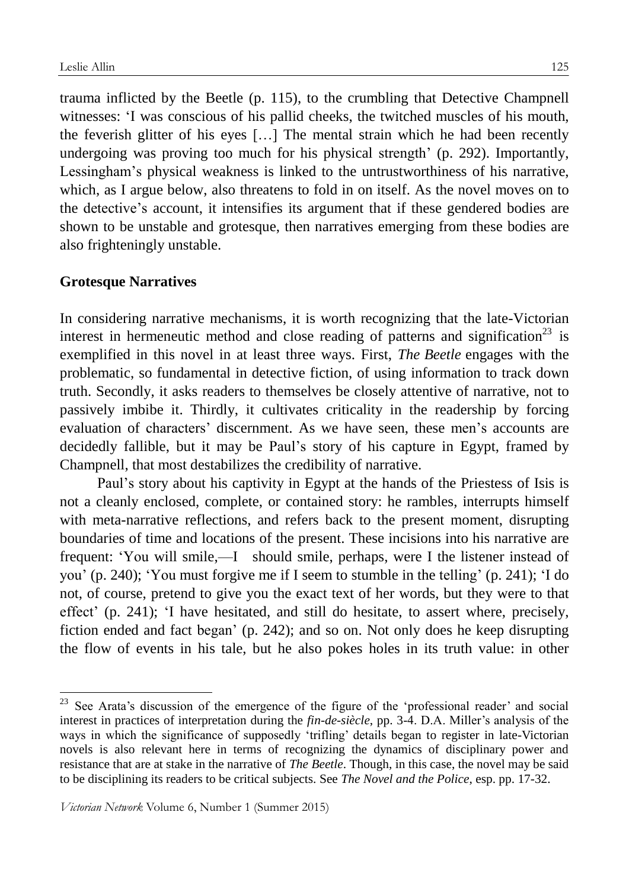trauma inflicted by the Beetle (p. 115), to the crumbling that Detective Champnell witnesses: 'I was conscious of his pallid cheeks, the twitched muscles of his mouth, the feverish glitter of his eyes […] The mental strain which he had been recently undergoing was proving too much for his physical strength' (p. 292). Importantly, Lessingham's physical weakness is linked to the untrustworthiness of his narrative, which, as I argue below, also threatens to fold in on itself. As the novel moves on to the detective's account, it intensifies its argument that if these gendered bodies are shown to be unstable and grotesque, then narratives emerging from these bodies are also frighteningly unstable.

## Grotesque Narratives

In considering narrative mechanisms, it is worth recognizing that the late-Victorian interest in hermeneutic method and close reading of patterns and signification[23] is exemplified in this novel in at least three ways. First, *The Beetle* engages with the problematic, so fundamental in detective fiction, of using information to track down truth. Secondly, it asks readers to themselves be closely attentive of narrative, not to passively imbibe it. Thirdly, it cultivates criticality in the readership by forcing evaluation of characters' discernment. As we have seen, these men's accounts are decidedly fallible, but it may be Paul's story of his capture in Egypt, framed by Champnell, that most destabilizes the credibility of narrative.

Paul's story about his captivity in Egypt at the hands of the Priestess of Isis is not a cleanly enclosed, complete, or contained story: he rambles, interrupts himself with meta-narrative reflections, and refers back to the present moment, disrupting boundaries of time and locations of the present. These incisions into his narrative are frequent: 'You will smile,—I should smile, perhaps, were I the listener instead of you' (p. 240); 'You must forgive me if I seem to stumble in the telling' (p. 241); 'I do not, of course, pretend to give you the exact text of her words, but they were to that effect' (p. 241); 'I have hesitated, and still do hesitate, to assert where, precisely, fiction ended and fact began' (p. 242); and so on. Not only does he keep disrupting the flow of events in his tale, but he also pokes holes in its truth value: in other

---

[23] See Arata's discussion of the emergence of the figure of the 'professional reader' and social interest in practices of interpretation during the *fin-de-siècle*, pp. 3-4. D.A. Miller's analysis of the ways in which the significance of supposedly 'trifling' details began to register in late-Victorian novels is also relevant here in terms of recognizing the dynamics of disciplinary power and resistance that are at stake in the narrative of *The Beetle*. Though, in this case, the novel may be said to be disciplining its readers to be critical subjects. See *The Novel and the Police*, esp. pp. 17-32.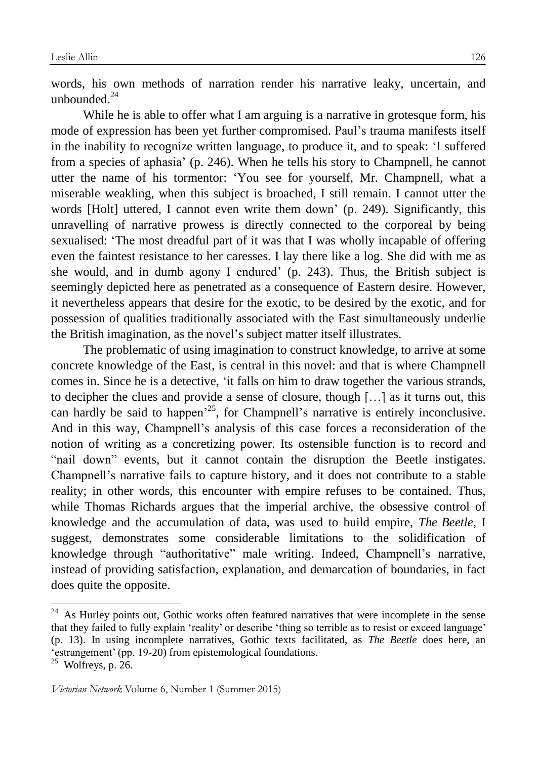words, his own methods of narration render his narrative leaky, uncertain, and unbounded.[24]

While he is able to offer what I am arguing is a narrative in grotesque form, his mode of expression has been yet further compromised. Paul's trauma manifests itself in the inability to recognize written language, to produce it, and to speak: 'I suffered from a species of aphasia' (p. 246). When he tells his story to Champnell, he cannot utter the name of his tormentor: 'You see for yourself, Mr. Champnell, what a miserable weakling, when this subject is broached, I still remain. I cannot utter the words [Holt] uttered, I cannot even write them down' (p. 249). Significantly, this unravelling of narrative prowess is directly connected to the corporeal by being sexualised: 'The most dreadful part of it was that I was wholly incapable of offering even the faintest resistance to her caresses. I lay there like a log. She did with me as she would, and in dumb agony I endured' (p. 243). Thus, the British subject is seemingly depicted here as penetrated as a consequence of Eastern desire. However, it nevertheless appears that desire for the exotic, to be desired by the exotic, and for possession of qualities traditionally associated with the East simultaneously underlie the British imagination, as the novel's subject matter itself illustrates.

The problematic of using imagination to construct knowledge, to arrive at some concrete knowledge of the East, is central in this novel: and that is where Champnell comes in. Since he is a detective, 'it falls on him to draw together the various strands, to decipher the clues and provide a sense of closure, though […] as it turns out, this can hardly be said to happen'[25], for Champnell's narrative is entirely inconclusive. And in this way, Champnell's analysis of this case forces a reconsideration of the notion of writing as a concretizing power. Its ostensible function is to record and "nail down" events, but it cannot contain the disruption the Beetle instigates. Champnell's narrative fails to capture history, and it does not contribute to a stable reality; in other words, this encounter with empire refuses to be contained. Thus, while Thomas Richards argues that the imperial archive, the obsessive control of knowledge and the accumulation of data, was used to build empire, *The Beetle*, I suggest, demonstrates some considerable limitations to the solidification of knowledge through "authoritative" male writing. Indeed, Champnell's narrative, instead of providing satisfaction, explanation, and demarcation of boundaries, in fact does quite the opposite.

---

[24] As Hurley points out, Gothic works often featured narratives that were incomplete in the sense that they failed to fully explain 'reality' or describe 'thing so terrible as to resist or exceed language' (p. 13). In using incomplete narratives, Gothic texts facilitated, as *The Beetle* does here, an 'estrangement' (pp. 19-20) from epistemological foundations.

[25] Wolfreys, p. 26.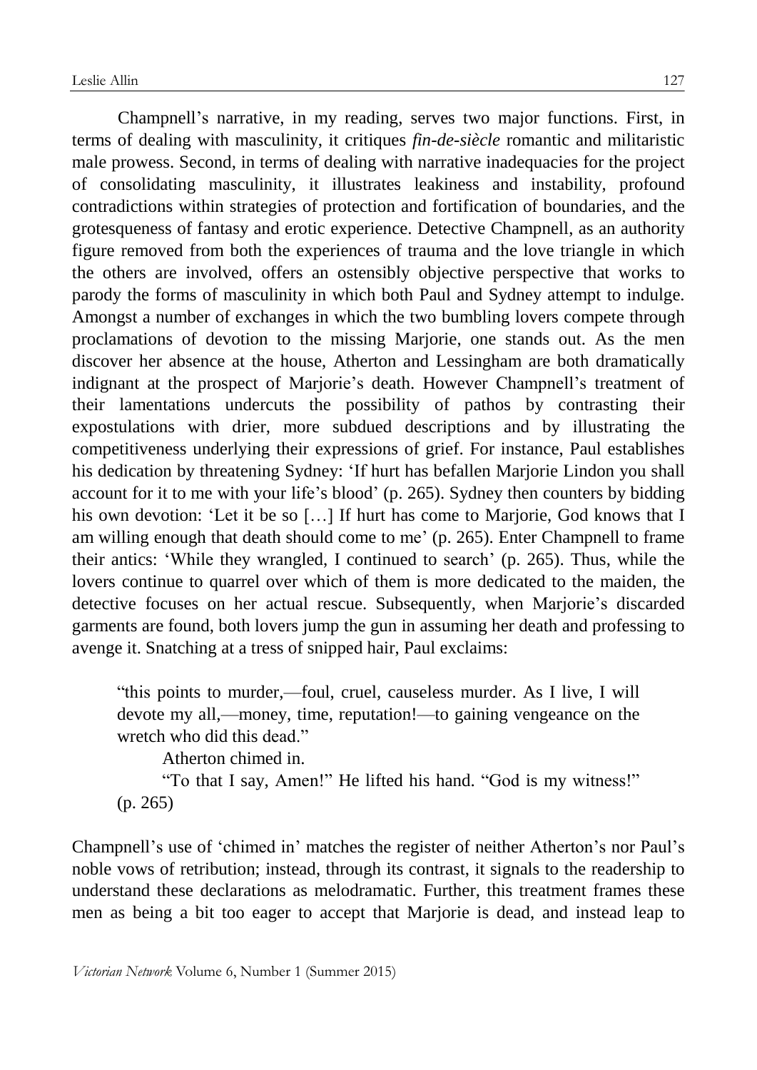Champnell's narrative, in my reading, serves two major functions. First, in terms of dealing with masculinity, it critiques *fin-de-siècle* romantic and militaristic male prowess. Second, in terms of dealing with narrative inadequacies for the project of consolidating masculinity, it illustrates leakiness and instability, profound contradictions within strategies of protection and fortification of boundaries, and the grotesqueness of fantasy and erotic experience. Detective Champnell, as an authority figure removed from both the experiences of trauma and the love triangle in which the others are involved, offers an ostensibly objective perspective that works to parody the forms of masculinity in which both Paul and Sydney attempt to indulge. Amongst a number of exchanges in which the two bumbling lovers compete through proclamations of devotion to the missing Marjorie, one stands out. As the men discover her absence at the house, Atherton and Lessingham are both dramatically indignant at the prospect of Marjorie's death. However Champnell's treatment of their lamentations undercuts the possibility of pathos by contrasting their expostulations with drier, more subdued descriptions and by illustrating the competitiveness underlying their expressions of grief. For instance, Paul establishes his dedication by threatening Sydney: 'If hurt has befallen Marjorie Lindon you shall account for it to me with your life's blood' (p. 265). Sydney then counters by bidding his own devotion: 'Let it be so […] If hurt has come to Marjorie, God knows that I am willing enough that death should come to me' (p. 265). Enter Champnell to frame their antics: 'While they wrangled, I continued to search' (p. 265). Thus, while the lovers continue to quarrel over which of them is more dedicated to the maiden, the detective focuses on her actual rescue. Subsequently, when Marjorie's discarded garments are found, both lovers jump the gun in assuming her death and professing to avenge it. Snatching at a tress of snipped hair, Paul exclaims:

> "this points to murder,—foul, cruel, causeless murder. As I live, I will devote my all,—money, time, reputation!—to gaining vengeance on the wretch who did this dead."
>
> Atherton chimed in.
>
> "To that I say, Amen!" He lifted his hand. "God is my witness!" (p. 265)

Champnell's use of 'chimed in' matches the register of neither Atherton's nor Paul's noble vows of retribution; instead, through its contrast, it signals to the readership to understand these declarations as melodramatic. Further, this treatment frames these men as being a bit too eager to accept that Marjorie is dead, and instead leap to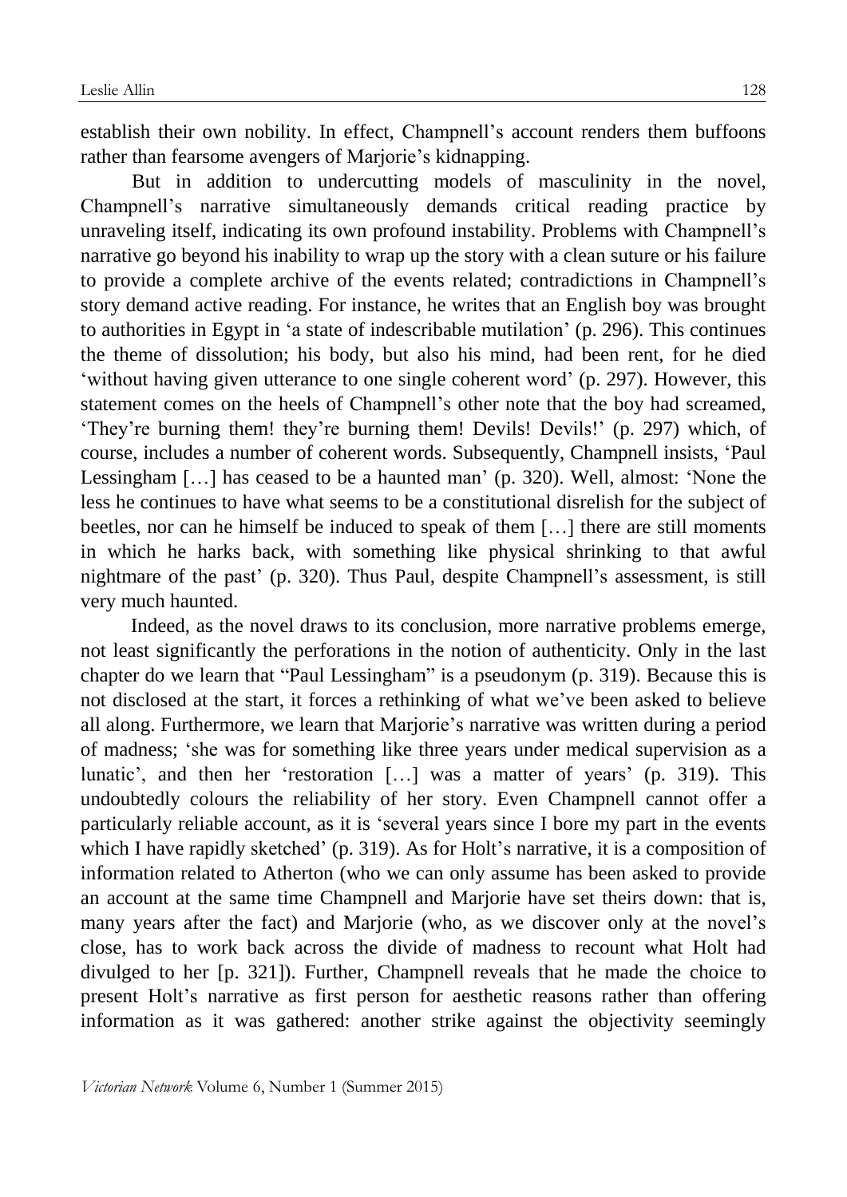establish their own nobility. In effect, Champnell's account renders them buffoons rather than fearsome avengers of Marjorie's kidnapping.

But in addition to undercutting models of masculinity in the novel, Champnell's narrative simultaneously demands critical reading practice by unraveling itself, indicating its own profound instability. Problems with Champnell's narrative go beyond his inability to wrap up the story with a clean suture or his failure to provide a complete archive of the events related; contradictions in Champnell's story demand active reading. For instance, he writes that an English boy was brought to authorities in Egypt in 'a state of indescribable mutilation' (p. 296). This continues the theme of dissolution; his body, but also his mind, had been rent, for he died 'without having given utterance to one single coherent word' (p. 297). However, this statement comes on the heels of Champnell's other note that the boy had screamed, 'They're burning them! they're burning them! Devils! Devils!' (p. 297) which, of course, includes a number of coherent words. Subsequently, Champnell insists, 'Paul Lessingham […] has ceased to be a haunted man' (p. 320). Well, almost: 'None the less he continues to have what seems to be a constitutional disrelish for the subject of beetles, nor can he himself be induced to speak of them […] there are still moments in which he harks back, with something like physical shrinking to that awful nightmare of the past' (p. 320). Thus Paul, despite Champnell's assessment, is still very much haunted.

Indeed, as the novel draws to its conclusion, more narrative problems emerge, not least significantly the perforations in the notion of authenticity. Only in the last chapter do we learn that "Paul Lessingham" is a pseudonym (p. 319). Because this is not disclosed at the start, it forces a rethinking of what we've been asked to believe all along. Furthermore, we learn that Marjorie's narrative was written during a period of madness; 'she was for something like three years under medical supervision as a lunatic', and then her 'restoration […] was a matter of years' (p. 319). This undoubtedly colours the reliability of her story. Even Champnell cannot offer a particularly reliable account, as it is 'several years since I bore my part in the events which I have rapidly sketched' (p. 319). As for Holt's narrative, it is a composition of information related to Atherton (who we can only assume has been asked to provide an account at the same time Champnell and Marjorie have set theirs down: that is, many years after the fact) and Marjorie (who, as we discover only at the novel's close, has to work back across the divide of madness to recount what Holt had divulged to her [p. 321]). Further, Champnell reveals that he made the choice to present Holt's narrative as first person for aesthetic reasons rather than offering information as it was gathered: another strike against the objectivity seemingly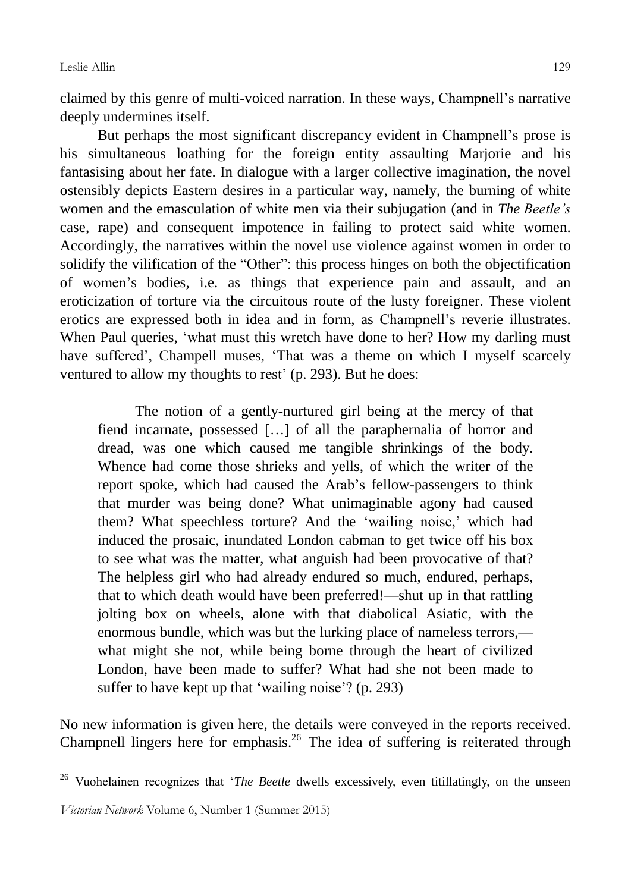claimed by this genre of multi-voiced narration. In these ways, Champnell's narrative deeply undermines itself.

But perhaps the most significant discrepancy evident in Champnell's prose is his simultaneous loathing for the foreign entity assaulting Marjorie and his fantasising about her fate. In dialogue with a larger collective imagination, the novel ostensibly depicts Eastern desires in a particular way, namely, the burning of white women and the emasculation of white men via their subjugation (and in *The Beetle's* case, rape) and consequent impotence in failing to protect said white women. Accordingly, the narratives within the novel use violence against women in order to solidify the vilification of the "Other": this process hinges on both the objectification of women's bodies, i.e. as things that experience pain and assault, and an eroticization of torture via the circuitous route of the lusty foreigner. These violent erotics are expressed both in idea and in form, as Champnell's reverie illustrates. When Paul queries, 'what must this wretch have done to her? How my darling must have suffered', Champell muses, 'That was a theme on which I myself scarcely ventured to allow my thoughts to rest' (p. 293). But he does:

> The notion of a gently-nurtured girl being at the mercy of that fiend incarnate, possessed […] of all the paraphernalia of horror and dread, was one which caused me tangible shrinkings of the body. Whence had come those shrieks and yells, of which the writer of the report spoke, which had caused the Arab's fellow-passengers to think that murder was being done? What unimaginable agony had caused them? What speechless torture? And the 'wailing noise,' which had induced the prosaic, inundated London cabman to get twice off his box to see what was the matter, what anguish had been provocative of that? The helpless girl who had already endured so much, endured, perhaps, that to which death would have been preferred!—shut up in that rattling jolting box on wheels, alone with that diabolical Asiatic, with the enormous bundle, which was but the lurking place of nameless terrors,—what might she not, while being borne through the heart of civilized London, have been made to suffer? What had she not been made to suffer to have kept up that 'wailing noise'? (p. 293)

No new information is given here, the details were conveyed in the reports received. Champnell lingers here for emphasis.[26] The idea of suffering is reiterated through

---

[26] Vuohelainen recognizes that '*The Beetle* dwells excessively, even titillatingly, on the unseen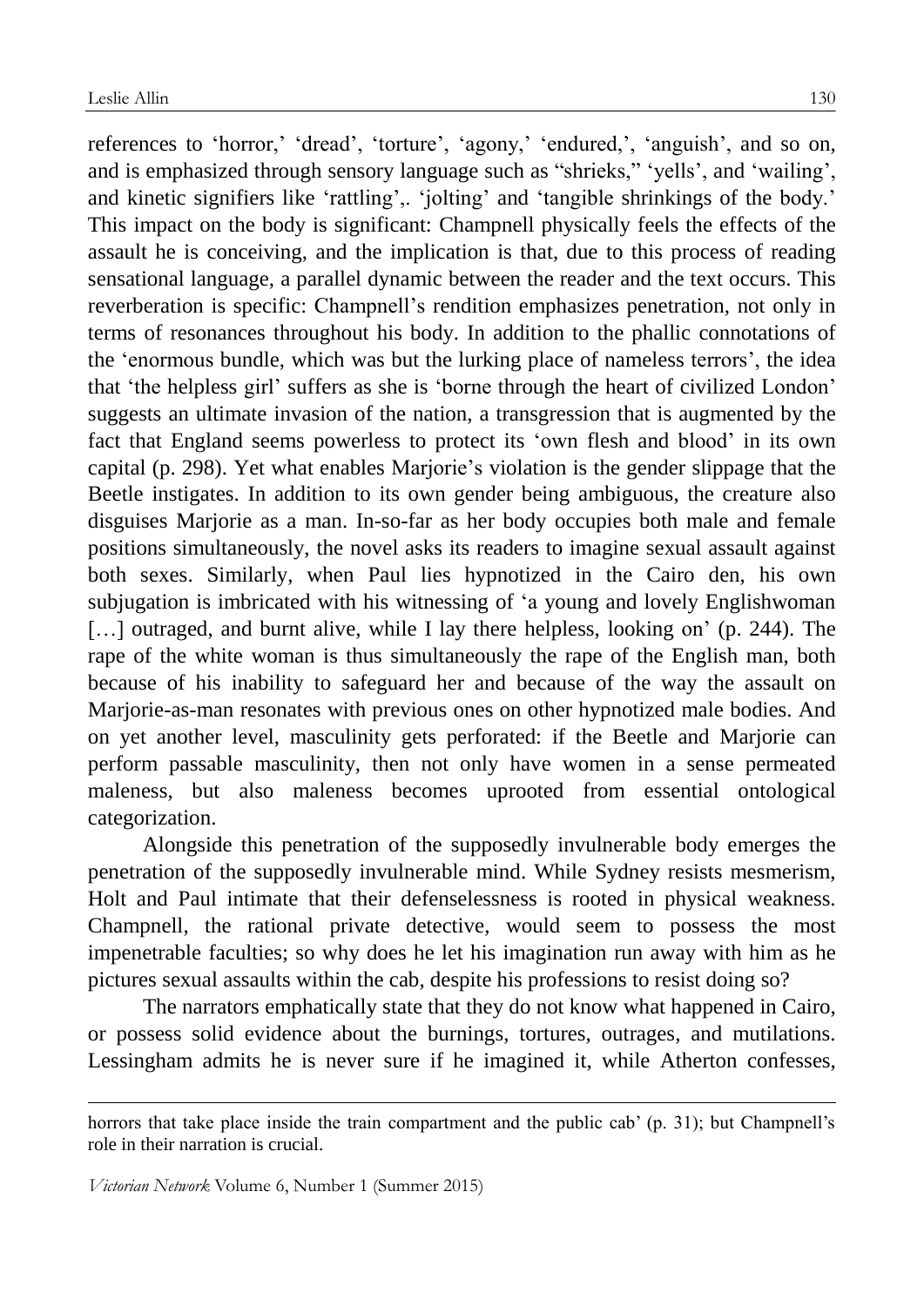references to 'horror,' 'dread', 'torture', 'agony,' 'endured,', 'anguish', and so on, and is emphasized through sensory language such as "shrieks," 'yells', and 'wailing', and kinetic signifiers like 'rattling',. 'jolting' and 'tangible shrinkings of the body.' This impact on the body is significant: Champnell physically feels the effects of the assault he is conceiving, and the implication is that, due to this process of reading sensational language, a parallel dynamic between the reader and the text occurs. This reverberation is specific: Champnell's rendition emphasizes penetration, not only in terms of resonances throughout his body. In addition to the phallic connotations of the 'enormous bundle, which was but the lurking place of nameless terrors', the idea that 'the helpless girl' suffers as she is 'borne through the heart of civilized London' suggests an ultimate invasion of the nation, a transgression that is augmented by the fact that England seems powerless to protect its 'own flesh and blood' in its own capital (p. 298). Yet what enables Marjorie's violation is the gender slippage that the Beetle instigates. In addition to its own gender being ambiguous, the creature also disguises Marjorie as a man. In-so-far as her body occupies both male and female positions simultaneously, the novel asks its readers to imagine sexual assault against both sexes. Similarly, when Paul lies hypnotized in the Cairo den, his own subjugation is imbricated with his witnessing of 'a young and lovely Englishwoman […] outraged, and burnt alive, while I lay there helpless, looking on' (p. 244). The rape of the white woman is thus simultaneously the rape of the English man, both because of his inability to safeguard her and because of the way the assault on Marjorie-as-man resonates with previous ones on other hypnotized male bodies. And on yet another level, masculinity gets perforated: if the Beetle and Marjorie can perform passable masculinity, then not only have women in a sense permeated maleness, but also maleness becomes uprooted from essential ontological categorization.

Alongside this penetration of the supposedly invulnerable body emerges the penetration of the supposedly invulnerable mind. While Sydney resists mesmerism, Holt and Paul intimate that their defenselessness is rooted in physical weakness. Champnell, the rational private detective, would seem to possess the most impenetrable faculties; so why does he let his imagination run away with him as he pictures sexual assaults within the cab, despite his professions to resist doing so?

The narrators emphatically state that they do not know what happened in Cairo, or possess solid evidence about the burnings, tortures, outrages, and mutilations. Lessingham admits he is never sure if he imagined it, while Atherton confesses,

horrors that take place inside the train compartment and the public cab' (p. 31); but Champnell's role in their narration is crucial.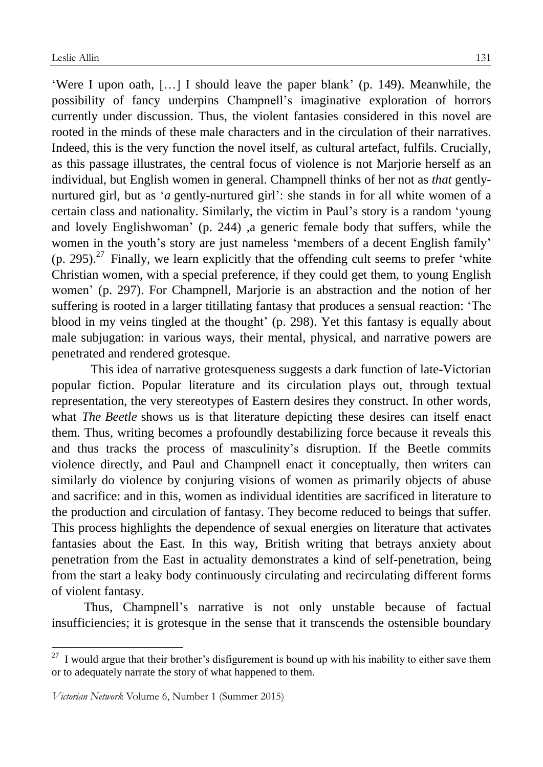'Were I upon oath, […] I should leave the paper blank' (p. 149). Meanwhile, the possibility of fancy underpins Champnell's imaginative exploration of horrors currently under discussion. Thus, the violent fantasies considered in this novel are rooted in the minds of these male characters and in the circulation of their narratives. Indeed, this is the very function the novel itself, as cultural artefact, fulfils. Crucially, as this passage illustrates, the central focus of violence is not Marjorie herself as an individual, but English women in general. Champnell thinks of her not as *that* gently-nurtured girl, but as '*a* gently-nurtured girl': she stands in for all white women of a certain class and nationality. Similarly, the victim in Paul's story is a random 'young and lovely Englishwoman' (p. 244) ,a generic female body that suffers, while the women in the youth's story are just nameless 'members of a decent English family' (p. 295).[27] Finally, we learn explicitly that the offending cult seems to prefer 'white Christian women, with a special preference, if they could get them, to young English women' (p. 297). For Champnell, Marjorie is an abstraction and the notion of her suffering is rooted in a larger titillating fantasy that produces a sensual reaction: 'The blood in my veins tingled at the thought' (p. 298). Yet this fantasy is equally about male subjugation: in various ways, their mental, physical, and narrative powers are penetrated and rendered grotesque.

This idea of narrative grotesqueness suggests a dark function of late-Victorian popular fiction. Popular literature and its circulation plays out, through textual representation, the very stereotypes of Eastern desires they construct. In other words, what *The Beetle* shows us is that literature depicting these desires can itself enact them. Thus, writing becomes a profoundly destabilizing force because it reveals this and thus tracks the process of masculinity's disruption. If the Beetle commits violence directly, and Paul and Champnell enact it conceptually, then writers can similarly do violence by conjuring visions of women as primarily objects of abuse and sacrifice: and in this, women as individual identities are sacrificed in literature to the production and circulation of fantasy. They become reduced to beings that suffer. This process highlights the dependence of sexual energies on literature that activates fantasies about the East. In this way, British writing that betrays anxiety about penetration from the East in actuality demonstrates a kind of self-penetration, being from the start a leaky body continuously circulating and recirculating different forms of violent fantasy.

Thus, Champnell's narrative is not only unstable because of factual insufficiencies; it is grotesque in the sense that it transcends the ostensible boundary

---

[27] I would argue that their brother's disfigurement is bound up with his inability to either save them or to adequately narrate the story of what happened to them.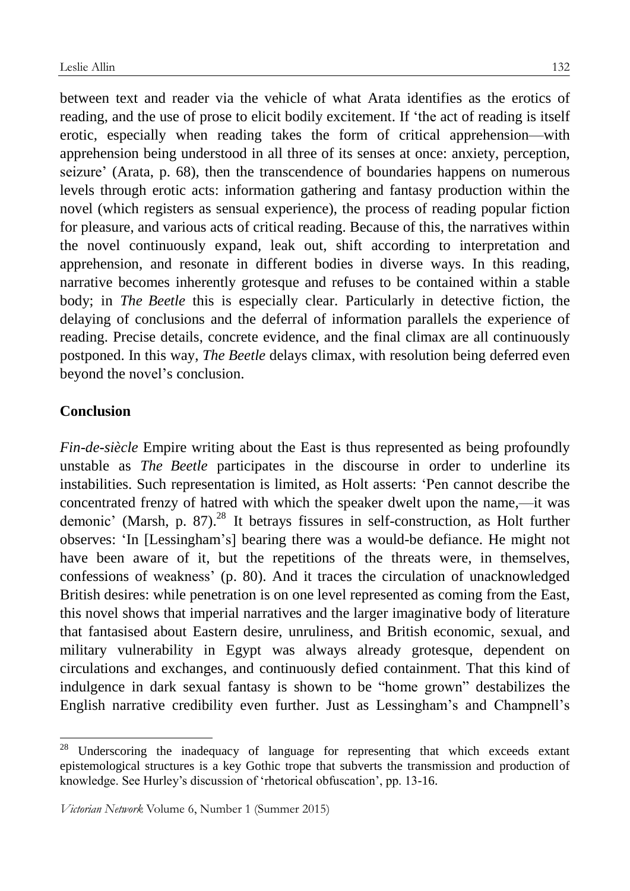between text and reader via the vehicle of what Arata identifies as the erotics of reading, and the use of prose to elicit bodily excitement. If 'the act of reading is itself erotic, especially when reading takes the form of critical apprehension—with apprehension being understood in all three of its senses at once: anxiety, perception, seizure' (Arata, p. 68), then the transcendence of boundaries happens on numerous levels through erotic acts: information gathering and fantasy production within the novel (which registers as sensual experience), the process of reading popular fiction for pleasure, and various acts of critical reading. Because of this, the narratives within the novel continuously expand, leak out, shift according to interpretation and apprehension, and resonate in different bodies in diverse ways. In this reading, narrative becomes inherently grotesque and refuses to be contained within a stable body; in *The Beetle* this is especially clear. Particularly in detective fiction, the delaying of conclusions and the deferral of information parallels the experience of reading. Precise details, concrete evidence, and the final climax are all continuously postponed. In this way, *The Beetle* delays climax, with resolution being deferred even beyond the novel's conclusion.

## Conclusion

*Fin-de-siècle* Empire writing about the East is thus represented as being profoundly unstable as *The Beetle* participates in the discourse in order to underline its instabilities. Such representation is limited, as Holt asserts: 'Pen cannot describe the concentrated frenzy of hatred with which the speaker dwelt upon the name,—it was demonic' (Marsh, p. 87).[28] It betrays fissures in self-construction, as Holt further observes: 'In [Lessingham's] bearing there was a would-be defiance. He might not have been aware of it, but the repetitions of the threats were, in themselves, confessions of weakness' (p. 80). And it traces the circulation of unacknowledged British desires: while penetration is on one level represented as coming from the East, this novel shows that imperial narratives and the larger imaginative body of literature that fantasised about Eastern desire, unruliness, and British economic, sexual, and military vulnerability in Egypt was always already grotesque, dependent on circulations and exchanges, and continuously defied containment. That this kind of indulgence in dark sexual fantasy is shown to be "home grown" destabilizes the English narrative credibility even further. Just as Lessingham's and Champnell's

---

[28] Underscoring the inadequacy of language for representing that which exceeds extant epistemological structures is a key Gothic trope that subverts the transmission and production of knowledge. See Hurley's discussion of 'rhetorical obfuscation', pp. 13-16.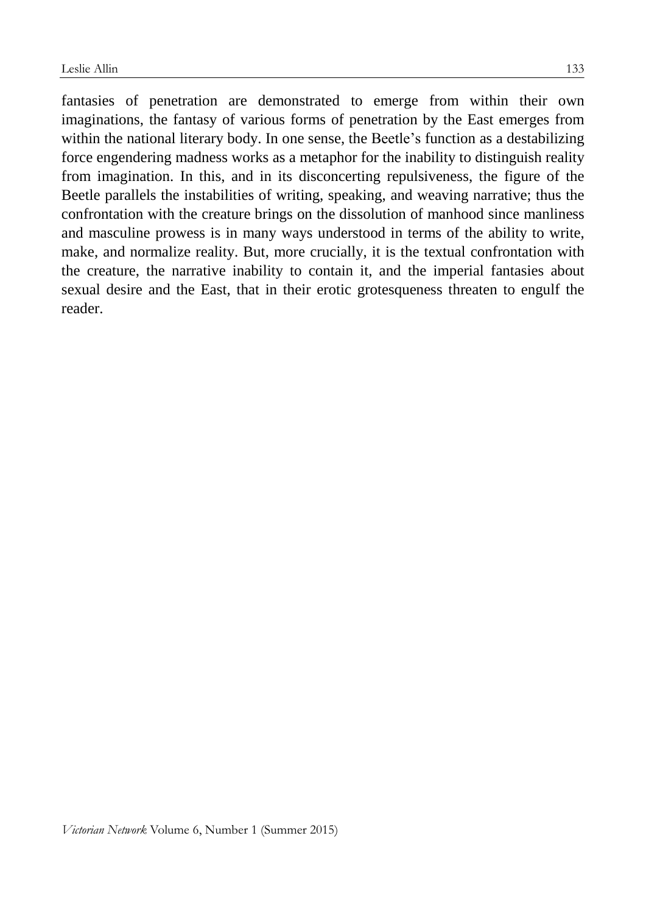fantasies of penetration are demonstrated to emerge from within their own imaginations, the fantasy of various forms of penetration by the East emerges from within the national literary body. In one sense, the Beetle's function as a destabilizing force engendering madness works as a metaphor for the inability to distinguish reality from imagination. In this, and in its disconcerting repulsiveness, the figure of the Beetle parallels the instabilities of writing, speaking, and weaving narrative; thus the confrontation with the creature brings on the dissolution of manhood since manliness and masculine prowess is in many ways understood in terms of the ability to write, make, and normalize reality. But, more crucially, it is the textual confrontation with the creature, the narrative inability to contain it, and the imperial fantasies about sexual desire and the East, that in their erotic grotesqueness threaten to engulf the reader.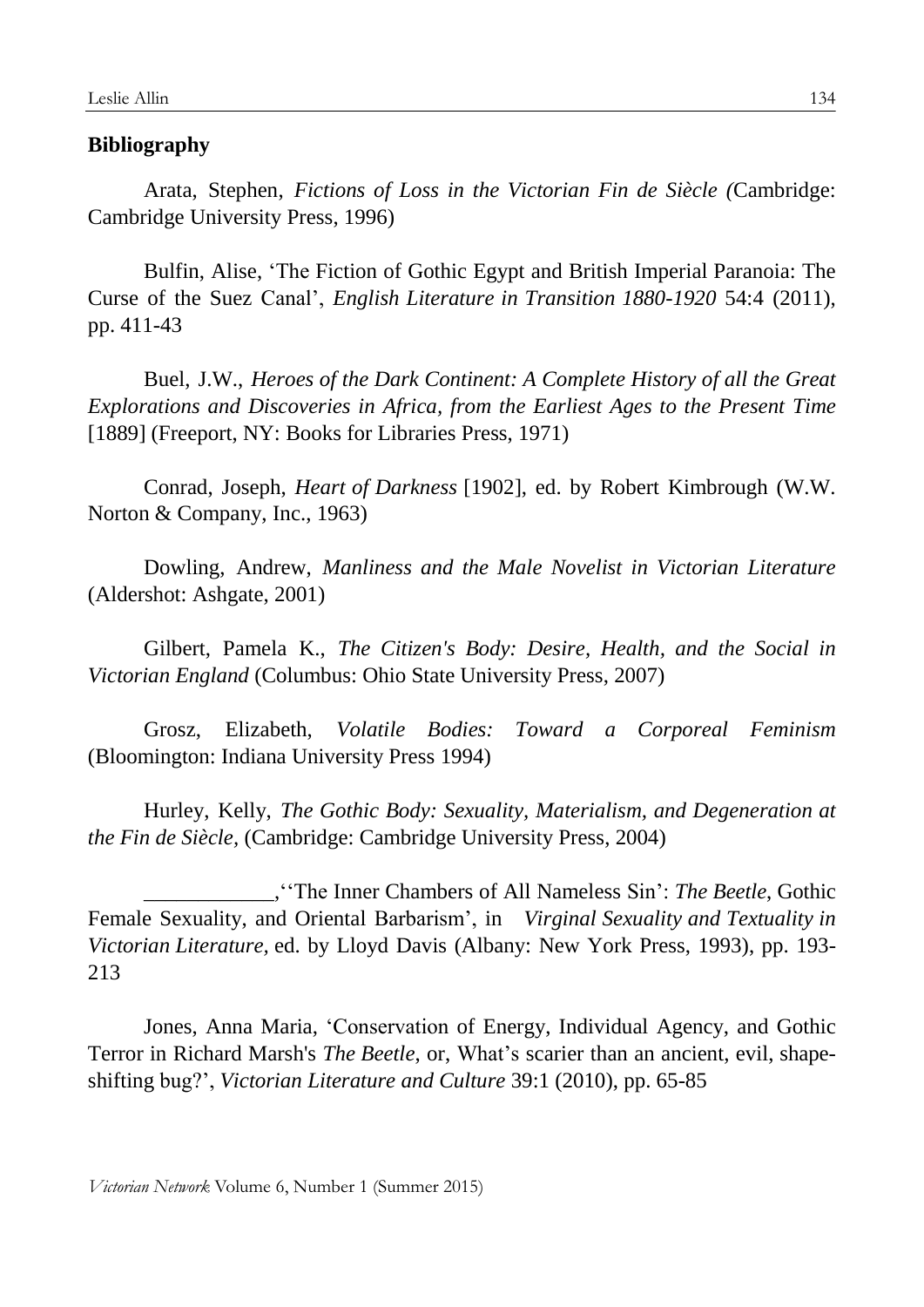**Bibliography**

Arata, Stephen, *Fictions of Loss in the Victorian Fin de Siècle (*Cambridge: Cambridge University Press, 1996)

Bulfin, Alise, 'The Fiction of Gothic Egypt and British Imperial Paranoia: The Curse of the Suez Canal', *English Literature in Transition 1880-1920* 54:4 (2011), pp. 411-43

Buel, J.W., *Heroes of the Dark Continent: A Complete History of all the Great Explorations and Discoveries in Africa, from the Earliest Ages to the Present Time* [1889] (Freeport, NY: Books for Libraries Press, 1971)

Conrad, Joseph, *Heart of Darkness* [1902], ed. by Robert Kimbrough (W.W. Norton & Company, Inc., 1963)

Dowling, Andrew, *Manliness and the Male Novelist in Victorian Literature* (Aldershot: Ashgate, 2001)

Gilbert, Pamela K., *The Citizen's Body: Desire, Health, and the Social in Victorian England* (Columbus: Ohio State University Press, 2007)

Grosz, Elizabeth, *Volatile Bodies: Toward a Corporeal Feminism* (Bloomington: Indiana University Press 1994)

Hurley, Kelly, *The Gothic Body: Sexuality, Materialism, and Degeneration at the Fin de Siècle*, (Cambridge: Cambridge University Press, 2004)

\_\_\_\_\_\_\_\_\_\_\_\_,''The Inner Chambers of All Nameless Sin': *The Beetle*, Gothic Female Sexuality, and Oriental Barbarism', in *Virginal Sexuality and Textuality in Victorian Literature,* ed. by Lloyd Davis (Albany: New York Press, 1993), pp. 193-213

Jones, Anna Maria, 'Conservation of Energy, Individual Agency, and Gothic Terror in Richard Marsh's *The Beetle*, or, What's scarier than an ancient, evil, shape-shifting bug?', *Victorian Literature and Culture* 39:1 (2010), pp. 65-85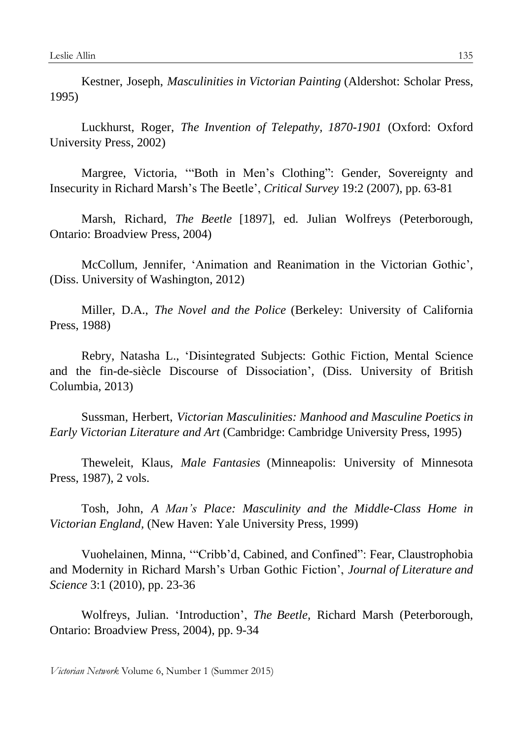Kestner, Joseph, *Masculinities in Victorian Painting* (Aldershot: Scholar Press, 1995)

Luckhurst, Roger, *The Invention of Telepathy, 1870-1901* (Oxford: Oxford University Press, 2002)

Margree, Victoria, '"Both in Men's Clothing": Gender, Sovereignty and Insecurity in Richard Marsh's The Beetle', *Critical Survey* 19:2 (2007), pp. 63-81

Marsh, Richard, *The Beetle* [1897], ed. Julian Wolfreys (Peterborough, Ontario: Broadview Press, 2004)

McCollum, Jennifer, 'Animation and Reanimation in the Victorian Gothic', (Diss. University of Washington, 2012)

Miller, D.A., *The Novel and the Police* (Berkeley: University of California Press, 1988)

Rebry, Natasha L., 'Disintegrated Subjects: Gothic Fiction, Mental Science and the fin-de-siècle Discourse of Dissociation', (Diss. University of British Columbia, 2013)

Sussman, Herbert, *Victorian Masculinities: Manhood and Masculine Poetics in Early Victorian Literature and Art* (Cambridge: Cambridge University Press, 1995)

Theweleit, Klaus, *Male Fantasies* (Minneapolis: University of Minnesota Press, 1987), 2 vols.

Tosh, John, *A Man's Place: Masculinity and the Middle-Class Home in Victorian England,* (New Haven: Yale University Press, 1999)

Vuohelainen, Minna, '"Cribb'd, Cabined, and Confined": Fear, Claustrophobia and Modernity in Richard Marsh's Urban Gothic Fiction', *Journal of Literature and Science* 3:1 (2010), pp. 23-36

Wolfreys, Julian. 'Introduction', *The Beetle,* Richard Marsh (Peterborough, Ontario: Broadview Press, 2004), pp. 9-34